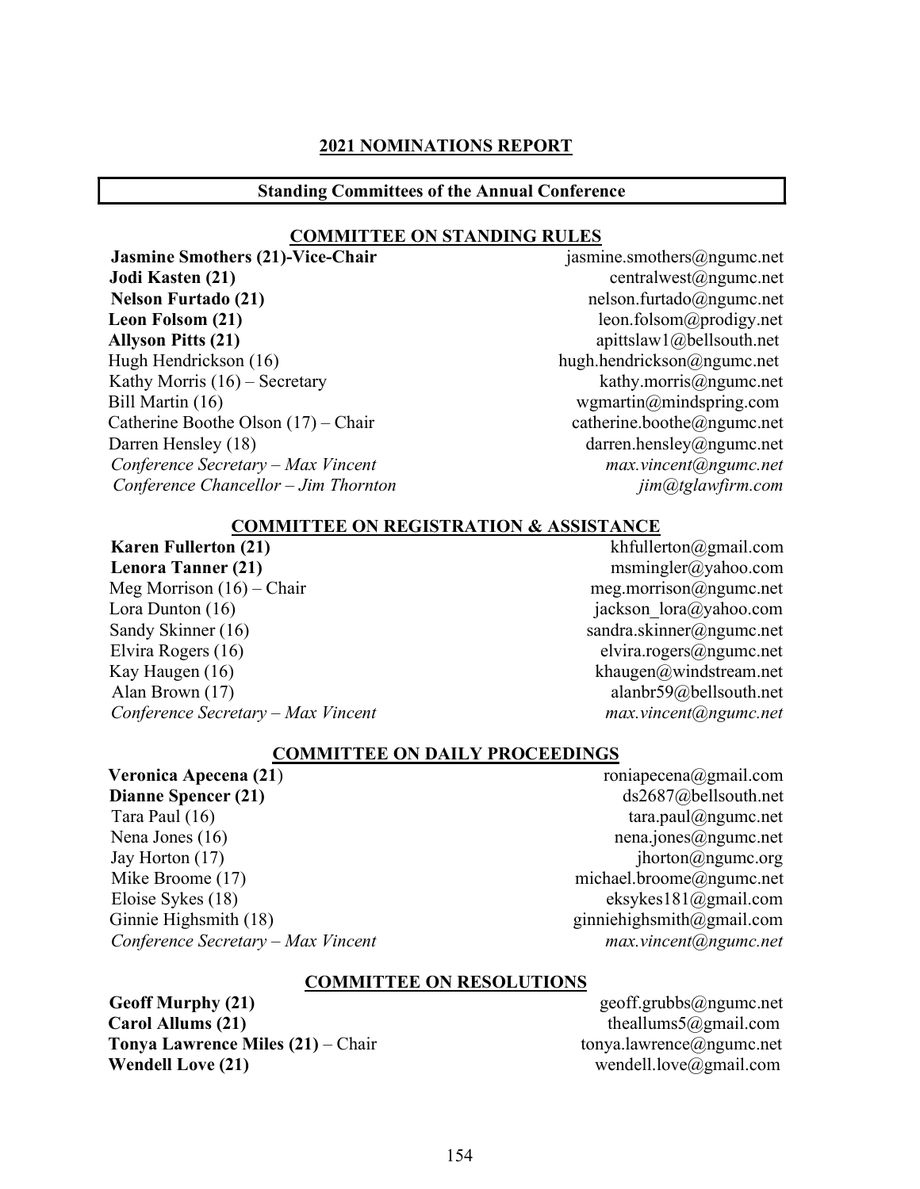## 2021 NOMINATIONS REPORT

### Standing Committees of the Annual Conference

#### COMMITTEE ON STANDING RULES

| | |
|---|---|
| **Jasmine Smothers (21)-Vice-Chair** | jasmine.smothers@ngumc.net |
| **Jodi Kasten (21)** | centralwest@ngumc.net |
| **Nelson Furtado (21)** | nelson.furtado@ngumc.net |
| **Leon Folsom (21)** | leon.folsom@prodigy.net |
| **Allyson Pitts (21)** | apittslaw1@bellsouth.net |
| Hugh Hendrickson (16) | hugh.hendrickson@ngumc.net |
| Kathy Morris (16) – Secretary | kathy.morris@ngumc.net |
| Bill Martin (16) | wgmartin@mindspring.com |
| Catherine Boothe Olson (17) – Chair | catherine.boothe@ngumc.net |
| Darren Hensley (18) | darren.hensley@ngumc.net |
| *Conference Secretary – Max Vincent* | *max.vincent@ngumc.net* |
| *Conference Chancellor – Jim Thornton* | *jim@tglawfirm.com* |

#### COMMITTEE ON REGISTRATION & ASSISTANCE

| | |
|---|---|
| **Karen Fullerton (21)** | khfullerton@gmail.com |
| **Lenora Tanner (21)** | msmingler@yahoo.com |
| Meg Morrison (16) – Chair | meg.morrison@ngumc.net |
| Lora Dunton (16) | jackson_lora@yahoo.com |
| Sandy Skinner (16) | sandra.skinner@ngumc.net |
| Elvira Rogers (16) | elvira.rogers@ngumc.net |
| Kay Haugen (16) | khaugen@windstream.net |
| Alan Brown (17) | alanbr59@bellsouth.net |
| *Conference Secretary – Max Vincent* | *max.vincent@ngumc.net* |

#### COMMITTEE ON DAILY PROCEEDINGS

| | |
|---|---|
| **Veronica Apecena (21)** | roniapecena@gmail.com |
| **Dianne Spencer (21)** | ds2687@bellsouth.net |
| Tara Paul (16) | tara.paul@ngumc.net |
| Nena Jones (16) | nena.jones@ngumc.net |
| Jay Horton (17) | jhorton@ngumc.org |
| Mike Broome (17) | michael.broome@ngumc.net |
| Eloise Sykes (18) | eksykes181@gmail.com |
| Ginnie Highsmith (18) | ginniehighsmith@gmail.com |
| *Conference Secretary – Max Vincent* | *max.vincent@ngumc.net* |

#### COMMITTEE ON RESOLUTIONS

| | |
|---|---|
| **Geoff Murphy (21)** | geoff.grubbs@ngumc.net |
| **Carol Allums (21)** | theallums5@gmail.com |
| **Tonya Lawrence Miles (21)** – Chair | tonya.lawrence@ngumc.net |
| **Wendell Love (21)** | wendell.love@gmail.com |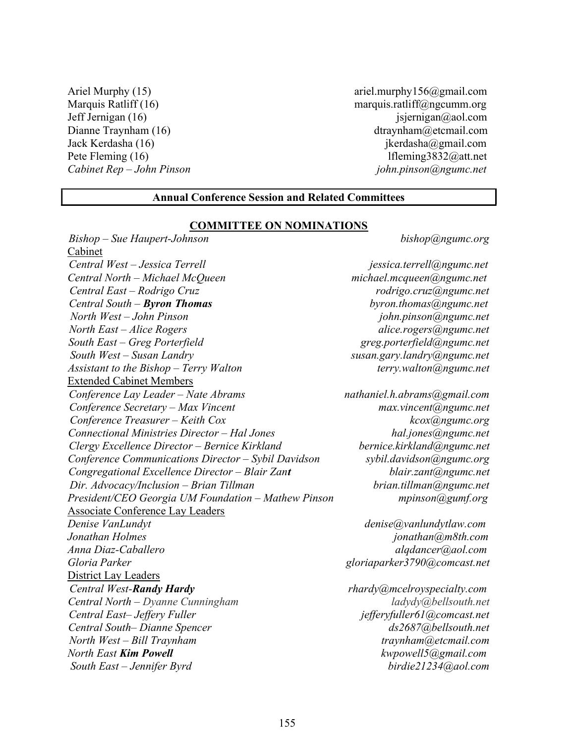Ariel Murphy (15) ariel.murphy156@gmail.com
Marquis Ratliff (16) marquis.ratliff@ngcumm.org
Jeff Jernigan (16) jsjernigan@aol.com
Dianne Traynham (16) dtraynham@etcmail.com
Jack Kerdasha (16) jkerdasha@gmail.com
Pete Fleming (16) lfleming3832@att.net
*Cabinet Rep – John Pinson* *john.pinson@ngumc.net*

## Annual Conference Session and Related Committees

### COMMITTEE ON NOMINATIONS

*Bishop – Sue Haupert-Johnson* *bishop@ngumc.org*

Cabinet

*Central West – Jessica Terrell* *jessica.terrell@ngumc.net*
*Central North – Michael McQueen* *michael.mcqueen@ngumc.net*
*Central East – Rodrigo Cruz* *rodrigo.cruz@ngumc.net*
*Central South –* ***Byron Thomas*** *byron.thomas@ngumc.net*
*North West – John Pinson* *john.pinson@ngumc.net*
*North East – Alice Rogers* *alice.rogers@ngumc.net*
*South East – Greg Porterfield* *greg.porterfield@ngumc.net*
*South West – Susan Landry* *susan.gary.landry@ngumc.net*
*Assistant to the Bishop – Terry Walton* *terry.walton@ngumc.net*

Extended Cabinet Members

*Conference Lay Leader – Nate Abrams* *nathaniel.h.abrams@gmail.com*
*Conference Secretary – Max Vincent* *max.vincent@ngumc.net*
*Conference Treasurer – Keith Cox* *kcox@ngumc.org*
*Connectional Ministries Director – Hal Jones* *hal.jones@ngumc.net*
*Clergy Excellence Director – Bernice Kirkland* *bernice.kirkland@ngumc.net*
*Conference Communications Director – Sybil Davidson* *sybil.davidson@ngumc.org*
*Congregational Excellence Director – Blair Zan**t*** *blair.zant@ngumc.net*
*Dir. Advocacy/Inclusion – Brian Tillman* *brian.tillman@ngumc.net*
*President/CEO Georgia UM Foundation – Mathew Pinson* *mpinson@gumf.org*

Associate Conference Lay Leaders

*Denise VanLundyt* *denise@vanlundytlaw.com*
*Jonathan Holmes* *jonathan@m8th.com*
*Anna Diaz-Caballero* *alqdancer@aol.com*
*Gloria Parker* *gloriaparker3790@comcast.net*

District Lay Leaders

*Central West-**Randy Hardy*** *rhardy@mcelroyspecialty.com*
*Central North – Dyanne Cunningham* *ladydy@bellsouth.net*
*Central East– Jeffery Fuller* *jefferyfuller61@comcast.net*
*Central South– Dianne Spencer* *ds2687@bellsouth.net*
*North West – Bill Traynham* *traynham@etcmail.com*
*North East **Kim Powell*** *kwpowell5@gmail.com*
*South East – Jennifer Byrd* *birdie21234@aol.com*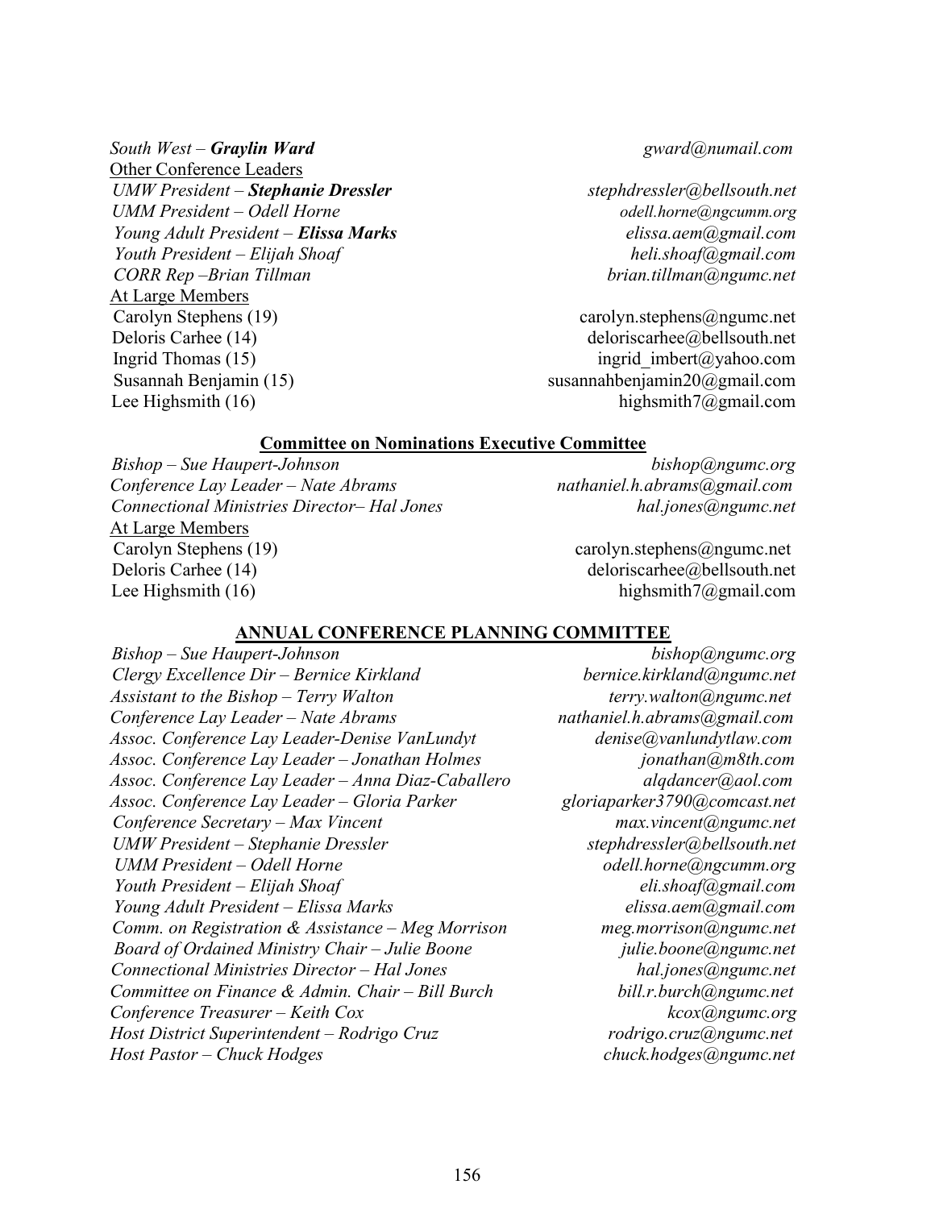*South West – **Graylin Ward*** *gward@numail.com*

<u>Other Conference Leaders</u>

*UMW President – **Stephanie Dressler*** *stephdressler@bellsouth.net*
*UMM President – Odell Horne* *odell.horne@ngcumm.org*
*Young Adult President – **Elissa Marks*** *elissa.aem@gmail.com*
*Youth President – Elijah Shoaf* *heli.shoaf@gmail.com*
*CORR Rep –Brian Tillman* *brian.tillman@ngumc.net*

<u>At Large Members</u>

Carolyn Stephens (19) carolyn.stephens@ngumc.net
Deloris Carhee (14) deloriscarhee@bellsouth.net
Ingrid Thomas (15) ingrid_imbert@yahoo.com
Susannah Benjamin (15) susannahbenjamin20@gmail.com
Lee Highsmith (16) highsmith7@gmail.com

## Committee on Nominations Executive Committee

*Bishop – Sue Haupert-Johnson* *bishop@ngumc.org*
*Conference Lay Leader – Nate Abrams* *nathaniel.h.abrams@gmail.com*
*Connectional Ministries Director– Hal Jones* *hal.jones@ngumc.net*

<u>At Large Members</u>

Carolyn Stephens (19) carolyn.stephens@ngumc.net
Deloris Carhee (14) deloriscarhee@bellsouth.net
Lee Highsmith (16) highsmith7@gmail.com

## ANNUAL CONFERENCE PLANNING COMMITTEE

*Bishop – Sue Haupert-Johnson* *bishop@ngumc.org*
*Clergy Excellence Dir – Bernice Kirkland* *bernice.kirkland@ngumc.net*
*Assistant to the Bishop – Terry Walton* *terry.walton@ngumc.net*
*Conference Lay Leader – Nate Abrams* *nathaniel.h.abrams@gmail.com*
*Assoc. Conference Lay Leader-Denise VanLundyt* *denise@vanlundytlaw.com*
*Assoc. Conference Lay Leader – Jonathan Holmes* *jonathan@m8th.com*
*Assoc. Conference Lay Leader – Anna Diaz-Caballero* *alqdancer@aol.com*
*Assoc. Conference Lay Leader – Gloria Parker* *gloriaparker3790@comcast.net*
*Conference Secretary – Max Vincent* *max.vincent@ngumc.net*
*UMW President – Stephanie Dressler* *stephdressler@bellsouth.net*
*UMM President – Odell Horne* *odell.horne@ngcumm.org*
*Youth President – Elijah Shoaf* *eli.shoaf@gmail.com*
*Young Adult President – Elissa Marks* *elissa.aem@gmail.com*
*Comm. on Registration & Assistance – Meg Morrison* *meg.morrison@ngumc.net*
*Board of Ordained Ministry Chair – Julie Boone* *julie.boone@ngumc.net*
*Connectional Ministries Director – Hal Jones* *hal.jones@ngumc.net*
*Committee on Finance & Admin. Chair – Bill Burch* *bill.r.burch@ngumc.net*
*Conference Treasurer – Keith Cox* *kcox@ngumc.org*
*Host District Superintendent – Rodrigo Cruz* *rodrigo.cruz@ngumc.net*
*Host Pastor – Chuck Hodges* *chuck.hodges@ngumc.net*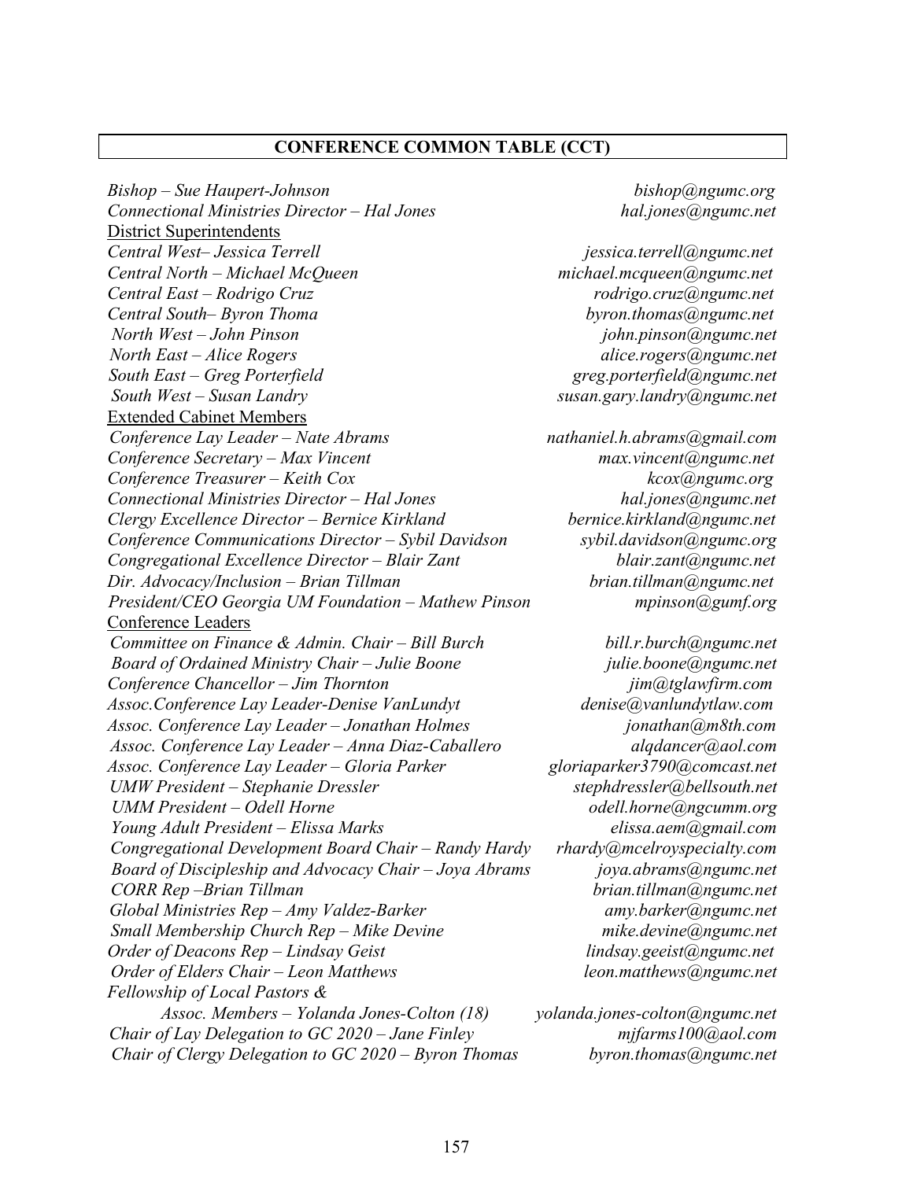## CONFERENCE COMMON TABLE (CCT)

*Bishop – Sue Haupert-Johnson* *bishop@ngumc.org*
*Connectional Ministries Director – Hal Jones* *hal.jones@ngumc.net*

District Superintendents

*Central West– Jessica Terrell* *jessica.terrell@ngumc.net*
*Central North – Michael McQueen* *michael.mcqueen@ngumc.net*
*Central East – Rodrigo Cruz* *rodrigo.cruz@ngumc.net*
*Central South– Byron Thoma* *byron.thomas@ngumc.net*
*North West – John Pinson* *john.pinson@ngumc.net*
*North East – Alice Rogers* *alice.rogers@ngumc.net*
*South East – Greg Porterfield* *greg.porterfield@ngumc.net*
*South West – Susan Landry* *susan.gary.landry@ngumc.net*

Extended Cabinet Members

*Conference Lay Leader – Nate Abrams* *nathaniel.h.abrams@gmail.com*
*Conference Secretary – Max Vincent* *max.vincent@ngumc.net*
*Conference Treasurer – Keith Cox* *kcox@ngumc.org*
*Connectional Ministries Director – Hal Jones* *hal.jones@ngumc.net*
*Clergy Excellence Director – Bernice Kirkland* *bernice.kirkland@ngumc.net*
*Conference Communications Director – Sybil Davidson* *sybil.davidson@ngumc.org*
*Congregational Excellence Director – Blair Zant* *blair.zant@ngumc.net*
*Dir. Advocacy/Inclusion – Brian Tillman* *brian.tillman@ngumc.net*
*President/CEO Georgia UM Foundation – Mathew Pinson* *mpinson@gumf.org*

Conference Leaders

*Committee on Finance & Admin. Chair – Bill Burch* *bill.r.burch@ngumc.net*
*Board of Ordained Ministry Chair – Julie Boone* *julie.boone@ngumc.net*
*Conference Chancellor – Jim Thornton* *jim@tglawfirm.com*
*Assoc.Conference Lay Leader-Denise VanLundyt* *denise@vanlundytlaw.com*
*Assoc. Conference Lay Leader – Jonathan Holmes* *jonathan@m8th.com*
*Assoc. Conference Lay Leader – Anna Diaz-Caballero* *alqdancer@aol.com*
*Assoc. Conference Lay Leader – Gloria Parker* *gloriaparker3790@comcast.net*
*UMW President – Stephanie Dressler* *stephdressler@bellsouth.net*
*UMM President – Odell Horne* *odell.horne@ngcumm.org*
*Young Adult President – Elissa Marks* *elissa.aem@gmail.com*
*Congregational Development Board Chair – Randy Hardy* *rhardy@mcelroyspecialty.com*
*Board of Discipleship and Advocacy Chair – Joya Abrams* *joya.abrams@ngumc.net*
*CORR Rep –Brian Tillman* *brian.tillman@ngumc.net*
*Global Ministries Rep – Amy Valdez-Barker* *amy.barker@ngumc.net*
*Small Membership Church Rep – Mike Devine* *mike.devine@ngumc.net*
*Order of Deacons Rep – Lindsay Geist* *lindsay.geeist@ngumc.net*
*Order of Elders Chair – Leon Matthews* *leon.matthews@ngumc.net*
*Fellowship of Local Pastors &*
*Assoc. Members – Yolanda Jones-Colton (18)* *yolanda.jones-colton@ngumc.net*
*Chair of Lay Delegation to GC 2020 – Jane Finley* *mjfarms100@aol.com*
*Chair of Clergy Delegation to GC 2020 – Byron Thomas* *byron.thomas@ngumc.net*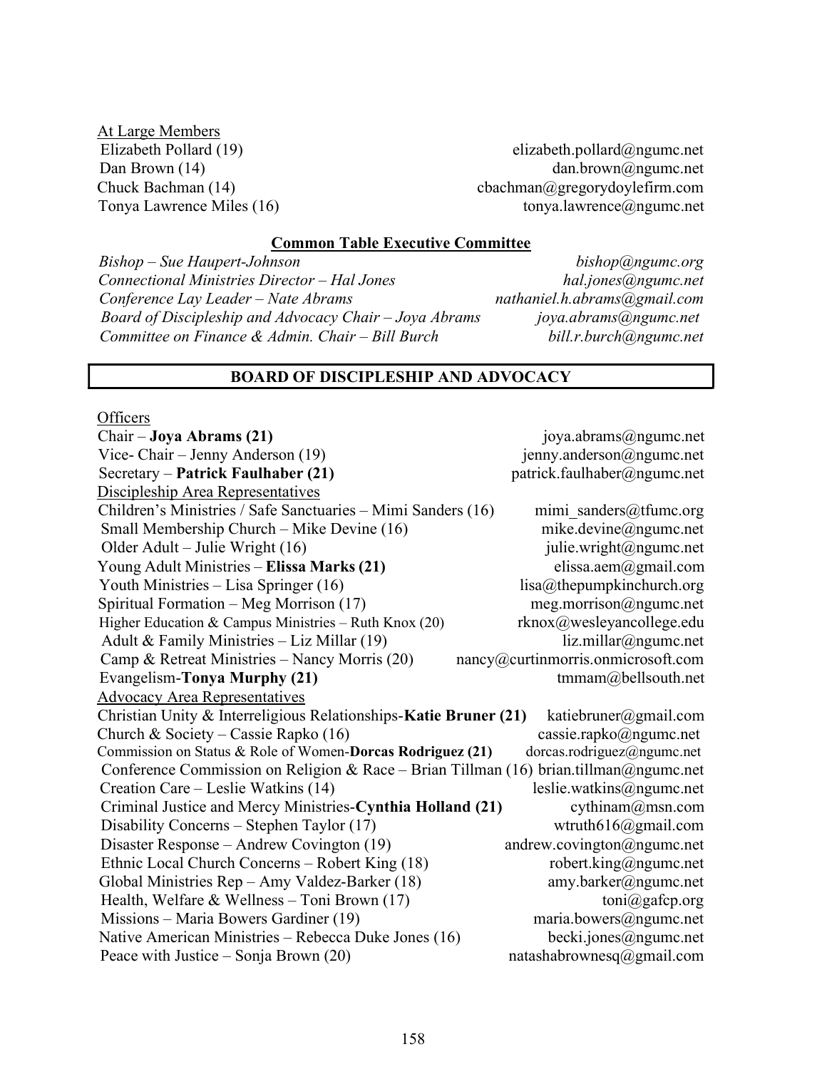At Large Members

Elizabeth Pollard (19) elizabeth.pollard@ngumc.net
Dan Brown (14) dan.brown@ngumc.net
Chuck Bachman (14) cbachman@gregorydoylefirm.com
Tonya Lawrence Miles (16) tonya.lawrence@ngumc.net

**Common Table Executive Committee**

*Bishop – Sue Haupert-Johnson* *bishop@ngumc.org*
*Connectional Ministries Director – Hal Jones* *hal.jones@ngumc.net*
*Conference Lay Leader – Nate Abrams* *nathaniel.h.abrams@gmail.com*
*Board of Discipleship and Advocacy Chair – Joya Abrams* *joya.abrams@ngumc.net*
*Committee on Finance & Admin. Chair – Bill Burch* *bill.r.burch@ngumc.net*

## BOARD OF DISCIPLESHIP AND ADVOCACY

Officers

Chair – **Joya Abrams (21)** joya.abrams@ngumc.net
Vice- Chair – Jenny Anderson (19) jenny.anderson@ngumc.net
Secretary – **Patrick Faulhaber (21)** patrick.faulhaber@ngumc.net

Discipleship Area Representatives

Children's Ministries / Safe Sanctuaries – Mimi Sanders (16) mimi_sanders@tfumc.org
Small Membership Church – Mike Devine (16) mike.devine@ngumc.net
Older Adult – Julie Wright (16) julie.wright@ngumc.net
Young Adult Ministries – **Elissa Marks (21)** elissa.aem@gmail.com
Youth Ministries – Lisa Springer (16) lisa@thepumpkinchurch.org
Spiritual Formation – Meg Morrison (17) meg.morrison@ngumc.net
Higher Education & Campus Ministries – Ruth Knox (20) rknox@wesleyancollege.edu
Adult & Family Ministries – Liz Millar (19) liz.millar@ngumc.net
Camp & Retreat Ministries – Nancy Morris (20) nancy@curtinmorris.onmicrosoft.com
Evangelism-**Tonya Murphy (21)** tmmam@bellsouth.net

Advocacy Area Representatives

Christian Unity & Interreligious Relationships-**Katie Bruner (21)** katiebruner@gmail.com
Church & Society – Cassie Rapko (16) cassie.rapko@ngumc.net
Commission on Status & Role of Women-**Dorcas Rodriguez (21)** dorcas.rodriguez@ngumc.net
Conference Commission on Religion & Race – Brian Tillman (16) brian.tillman@ngumc.net
Creation Care – Leslie Watkins (14) leslie.watkins@ngumc.net
Criminal Justice and Mercy Ministries-**Cynthia Holland (21)** cythinam@msn.com
Disability Concerns – Stephen Taylor (17) wtruth616@gmail.com
Disaster Response – Andrew Covington (19) andrew.covington@ngumc.net
Ethnic Local Church Concerns – Robert King (18) robert.king@ngumc.net
Global Ministries Rep – Amy Valdez-Barker (18) amy.barker@ngumc.net
Health, Welfare & Wellness – Toni Brown (17) toni@gafcp.org
Missions – Maria Bowers Gardiner (19) maria.bowers@ngumc.net
Native American Ministries – Rebecca Duke Jones (16) becki.jones@ngumc.net
Peace with Justice – Sonja Brown (20) natashabrownesq@gmail.com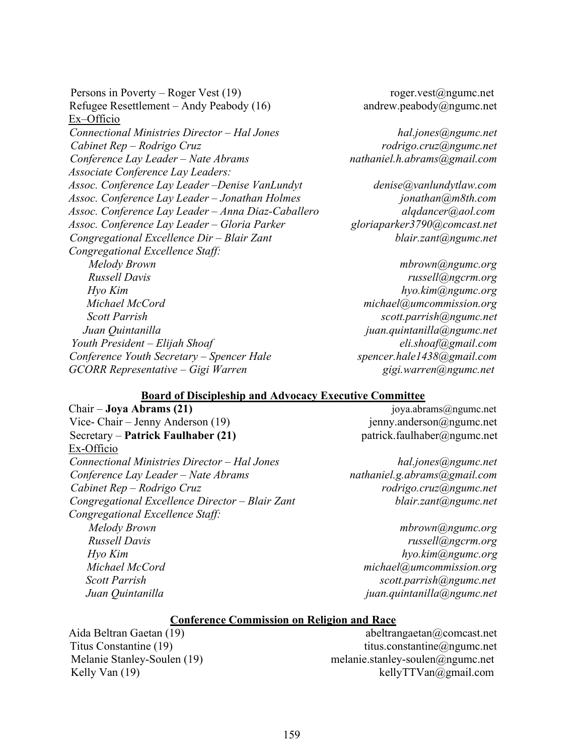Persons in Poverty – Roger Vest (19) roger.vest@ngumc.net
Refugee Resettlement – Andy Peabody (16) andrew.peabody@ngumc.net

Ex–Officio

*Connectional Ministries Director – Hal Jones* *hal.jones@ngumc.net*
*Cabinet Rep – Rodrigo Cruz* *rodrigo.cruz@ngumc.net*
*Conference Lay Leader – Nate Abrams* *nathaniel.h.abrams@gmail.com*
*Associate Conference Lay Leaders:*
*Assoc. Conference Lay Leader –Denise VanLundyt* *denise@vanlundytlaw.com*
*Assoc. Conference Lay Leader – Jonathan Holmes* *jonathan@m8th.com*
*Assoc. Conference Lay Leader – Anna Diaz-Caballero* *alqdancer@aol.com*
*Assoc. Conference Lay Leader – Gloria Parker* *gloriaparker3790@comcast.net*
*Congregational Excellence Dir – Blair Zant* *blair.zant@ngumc.net*
*Congregational Excellence Staff:*
*Melody Brown* *mbrown@ngumc.org*
*Russell Davis* *russell@ngcrm.org*
*Hyo Kim* *hyo.kim@ngumc.org*
*Michael McCord* *michael@umcommission.org*
*Scott Parrish* *scott.parrish@ngumc.net*
*Juan Quintanilla* *juan.quintanilla@ngumc.net*
*Youth President – Elijah Shoaf* *eli.shoaf@gmail.com*
*Conference Youth Secretary – Spencer Hale* *spencer.hale1438@gmail.com*
*GCORR Representative – Gigi Warren* *gigi.warren@ngumc.net*

## Board of Discipleship and Advocacy Executive Committee

Chair – **Joya Abrams (21)** joya.abrams@ngumc.net
Vice- Chair – Jenny Anderson (19) jenny.anderson@ngumc.net
Secretary – **Patrick Faulhaber (21)** patrick.faulhaber@ngumc.net

Ex-Officio

*Connectional Ministries Director – Hal Jones* *hal.jones@ngumc.net*
*Conference Lay Leader – Nate Abrams* *nathaniel.g.abrams@gmail.com*
*Cabinet Rep – Rodrigo Cruz* *rodrigo.cruz@ngumc.net*
*Congregational Excellence Director – Blair Zant* *blair.zant@ngumc.net*
*Congregational Excellence Staff:*
*Melody Brown* *mbrown@ngumc.org*
*Russell Davis* *russell@ngcrm.org*
*Hyo Kim* *hyo.kim@ngumc.org*
*Michael McCord* *michael@umcommission.org*
*Scott Parrish* *scott.parrish@ngumc.net*
*Juan Quintanilla* *juan.quintanilla@ngumc.net*

## Conference Commission on Religion and Race

Aida Beltran Gaetan (19) abeltrangaetan@comcast.net
Titus Constantine (19) titus.constantine@ngumc.net
Melanie Stanley-Soulen (19) melanie.stanley-soulen@ngumc.net
Kelly Van (19) kellyTTVan@gmail.com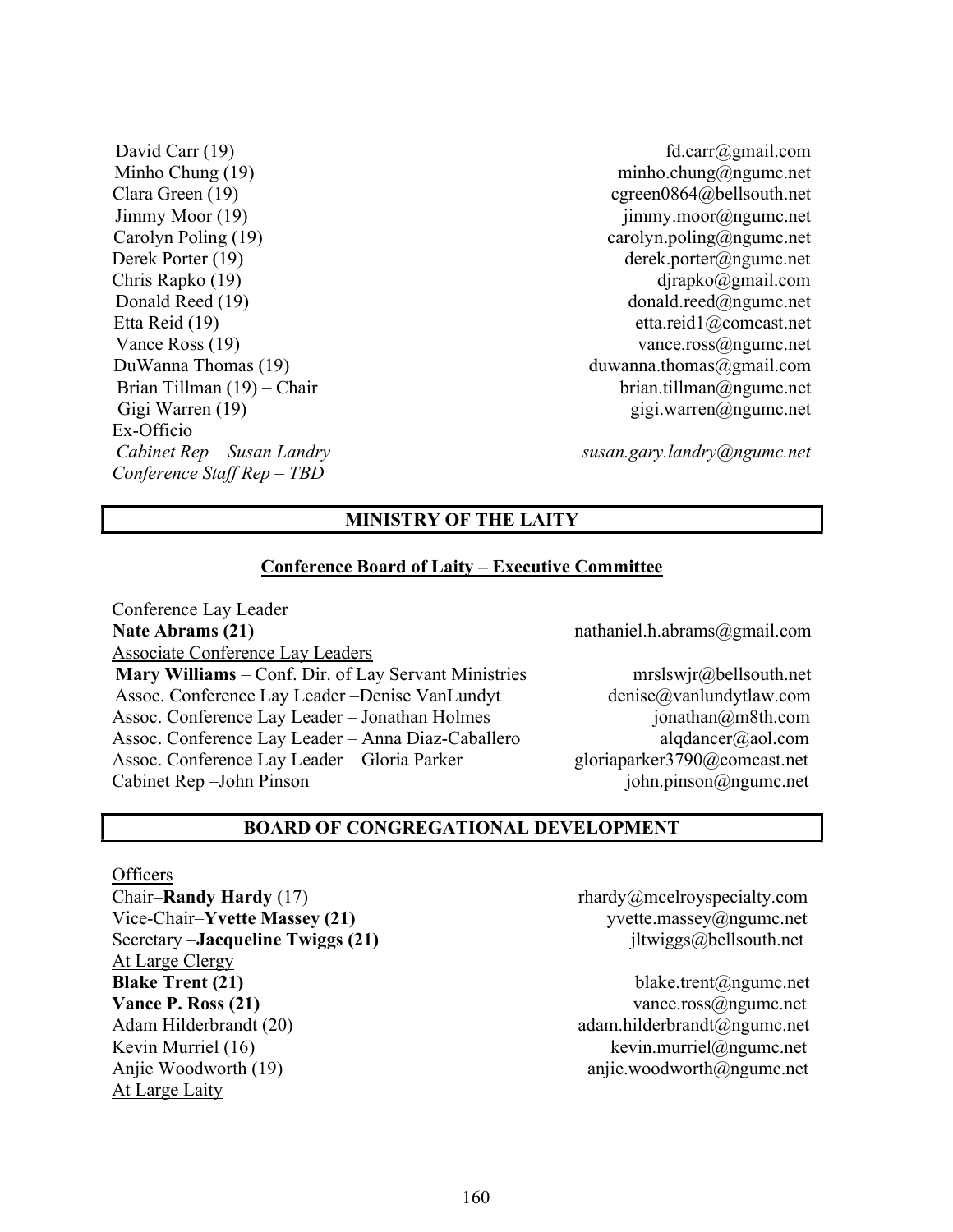David Carr (19) fd.carr@gmail.com
Minho Chung (19) minho.chung@ngumc.net
Clara Green (19) cgreen0864@bellsouth.net
Jimmy Moor (19) jimmy.moor@ngumc.net
Carolyn Poling (19) carolyn.poling@ngumc.net
Derek Porter (19) derek.porter@ngumc.net
Chris Rapko (19) djrapko@gmail.com
Donald Reed (19) donald.reed@ngumc.net
Etta Reid (19) etta.reid1@comcast.net
Vance Ross (19) vance.ross@ngumc.net
DuWanna Thomas (19) duwanna.thomas@gmail.com
Brian Tillman (19) – Chair brian.tillman@ngumc.net
Gigi Warren (19) gigi.warren@ngumc.net

Ex-Officio

*Cabinet Rep – Susan Landry* *susan.gary.landry@ngumc.net*
*Conference Staff Rep – TBD*

## MINISTRY OF THE LAITY

### Conference Board of Laity – Executive Committee

Conference Lay Leader

**Nate Abrams (21)** nathaniel.h.abrams@gmail.com

Associate Conference Lay Leaders

**Mary Williams** – Conf. Dir. of Lay Servant Ministries mrslswjr@bellsouth.net
Assoc. Conference Lay Leader –Denise VanLundyt denise@vanlundytlaw.com
Assoc. Conference Lay Leader – Jonathan Holmes jonathan@m8th.com
Assoc. Conference Lay Leader – Anna Diaz-Caballero alqdancer@aol.com
Assoc. Conference Lay Leader – Gloria Parker gloriaparker3790@comcast.net
Cabinet Rep –John Pinson john.pinson@ngumc.net

## BOARD OF CONGREGATIONAL DEVELOPMENT

Officers

Chair–**Randy Hardy** (17) rhardy@mcelroyspecialty.com
Vice-Chair–**Yvette Massey (21)** yvette.massey@ngumc.net
Secretary –**Jacqueline Twiggs (21)** jltwiggs@bellsouth.net

At Large Clergy

**Blake Trent (21)** blake.trent@ngumc.net
**Vance P. Ross (21)** vance.ross@ngumc.net
Adam Hilderbrandt (20) adam.hilderbrandt@ngumc.net
Kevin Murriel (16) kevin.murriel@ngumc.net
Anjie Woodworth (19) anjie.woodworth@ngumc.net

At Large Laity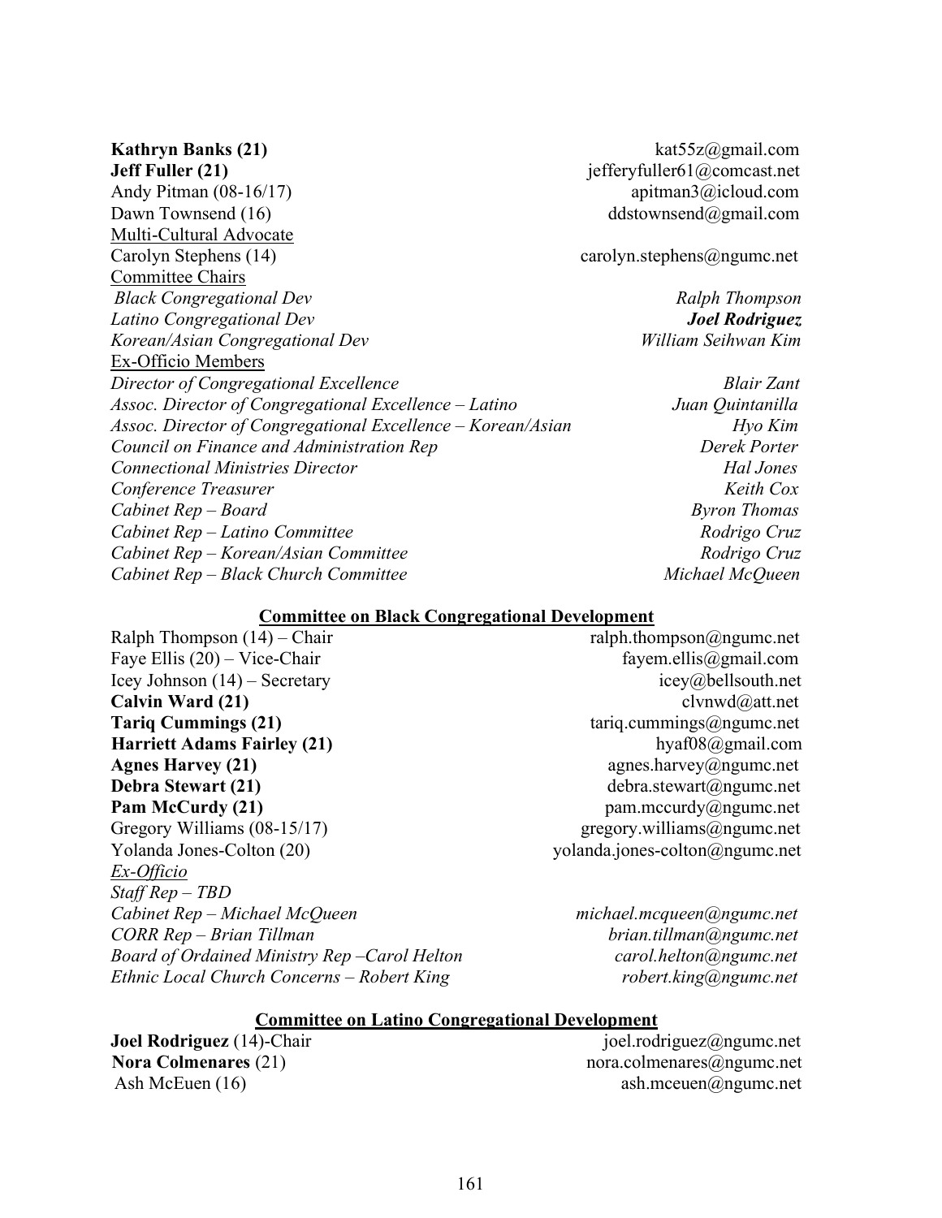**Kathryn Banks (21)** kat55z@gmail.com
**Jeff Fuller (21)** jefferyfuller61@comcast.net
Andy Pitman (08-16/17) apitman3@icloud.com
Dawn Townsend (16) ddstownsend@gmail.com

Multi-Cultural Advocate

Carolyn Stephens (14) carolyn.stephens@ngumc.net

Committee Chairs

| | |
|---|---|
| *Black Congregational Dev* | *Ralph Thompson* |
| *Latino Congregational Dev* | ***Joel Rodriguez*** |
| *Korean/Asian Congregational Dev* | *William Seihwan Kim* |

Ex-Officio Members

| | |
|---|---|
| *Director of Congregational Excellence* | *Blair Zant* |
| *Assoc. Director of Congregational Excellence – Latino* | *Juan Quintanilla* |
| *Assoc. Director of Congregational Excellence – Korean/Asian* | *Hyo Kim* |
| *Council on Finance and Administration Rep* | *Derek Porter* |
| *Connectional Ministries Director* | *Hal Jones* |
| *Conference Treasurer* | *Keith Cox* |
| *Cabinet Rep – Board* | *Byron Thomas* |
| *Cabinet Rep – Latino Committee* | *Rodrigo Cruz* |
| *Cabinet Rep – Korean/Asian Committee* | *Rodrigo Cruz* |
| *Cabinet Rep – Black Church Committee* | *Michael McQueen* |

## Committee on Black Congregational Development

Ralph Thompson (14) – Chair ralph.thompson@ngumc.net
Faye Ellis (20) – Vice-Chair fayem.ellis@gmail.com
Icey Johnson (14) – Secretary icey@bellsouth.net
**Calvin Ward (21)** clvnwd@att.net
**Tariq Cummings (21)** tariq.cummings@ngumc.net
**Harriett Adams Fairley (21)** hyaf08@gmail.com
**Agnes Harvey (21)** agnes.harvey@ngumc.net
**Debra Stewart (21)** debra.stewart@ngumc.net
**Pam McCurdy (21)** pam.mccurdy@ngumc.net
Gregory Williams (08-15/17) gregory.williams@ngumc.net
Yolanda Jones-Colton (20) yolanda.jones-colton@ngumc.net

*Ex-Officio*

*Staff Rep – TBD*
*Cabinet Rep – Michael McQueen* *michael.mcqueen@ngumc.net*
*CORR Rep – Brian Tillman* *brian.tillman@ngumc.net*
*Board of Ordained Ministry Rep –Carol Helton* *carol.helton@ngumc.net*
*Ethnic Local Church Concerns – Robert King* *robert.king@ngumc.net*

## Committee on Latino Congregational Development

**Joel Rodriguez** (14)-Chair joel.rodriguez@ngumc.net
**Nora Colmenares** (21) nora.colmenares@ngumc.net
Ash McEuen (16) ash.mceuen@ngumc.net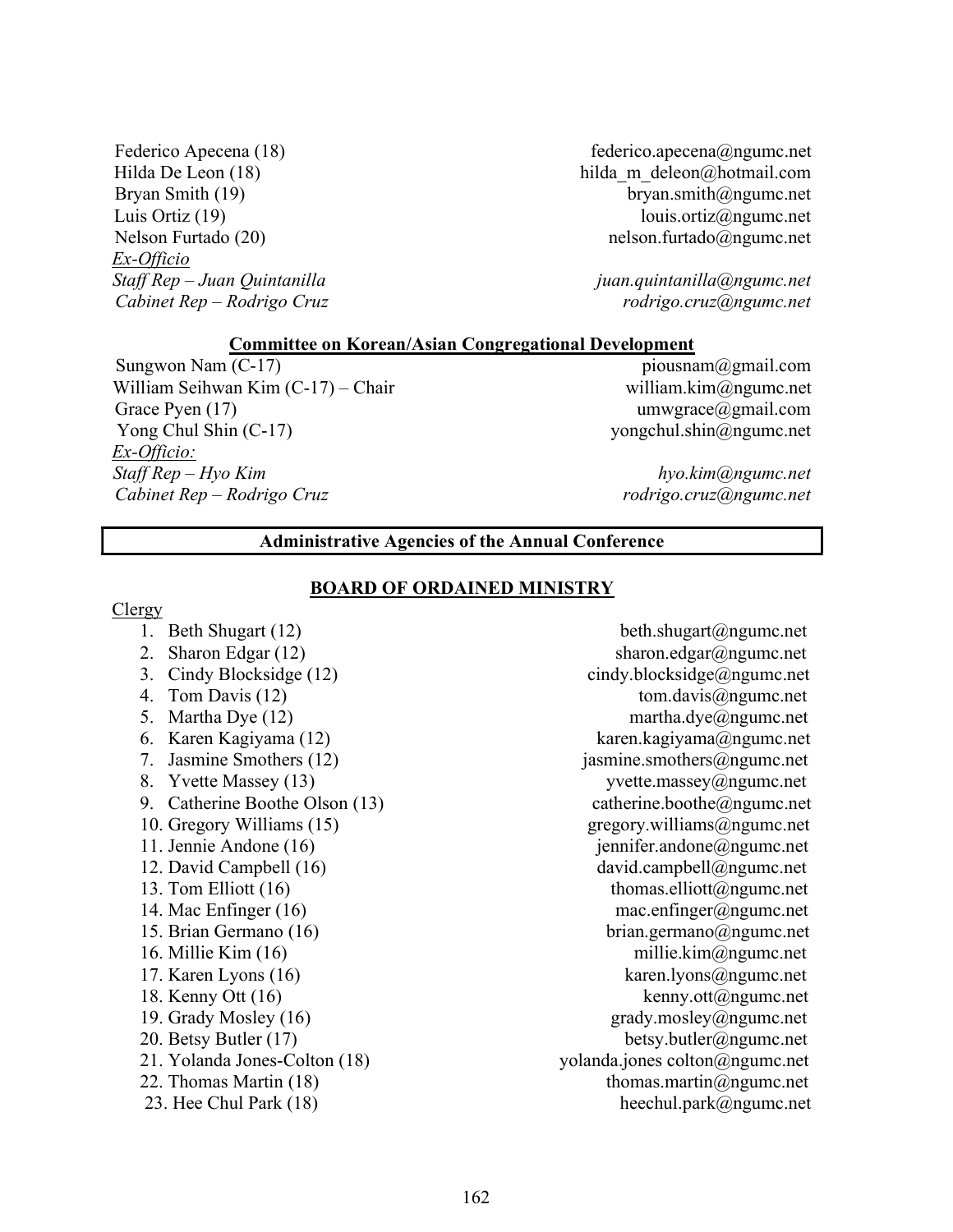Federico Apecena (18) federico.apecena@ngumc.net
Hilda De Leon (18) hilda_m_deleon@hotmail.com
Bryan Smith (19) bryan.smith@ngumc.net
Luis Ortiz (19) louis.ortiz@ngumc.net
Nelson Furtado (20) nelson.furtado@ngumc.net

*Ex-Officio*

*Staff Rep – Juan Quintanilla juan.quintanilla@ngumc.net*
*Cabinet Rep – Rodrigo Cruz rodrigo.cruz@ngumc.net*

**Committee on Korean/Asian Congregational Development**

Sungwon Nam (C-17) piousnam@gmail.com
William Seihwan Kim (C-17) – Chair william.kim@ngumc.net
Grace Pyen (17) umwgrace@gmail.com
Yong Chul Shin (C-17) yongchul.shin@ngumc.net

*Ex-Officio:*

*Staff Rep – Hyo Kim hyo.kim@ngumc.net*
*Cabinet Rep – Rodrigo Cruz rodrigo.cruz@ngumc.net*

## Administrative Agencies of the Annual Conference

### BOARD OF ORDAINED MINISTRY

Clergy

1. Beth Shugart (12) beth.shugart@ngumc.net
2. Sharon Edgar (12) sharon.edgar@ngumc.net
3. Cindy Blocksidge (12) cindy.blocksidge@ngumc.net
4. Tom Davis (12) tom.davis@ngumc.net
5. Martha Dye (12) martha.dye@ngumc.net
6. Karen Kagiyama (12) karen.kagiyama@ngumc.net
7. Jasmine Smothers (12) jasmine.smothers@ngumc.net
8. Yvette Massey (13) yvette.massey@ngumc.net
9. Catherine Boothe Olson (13) catherine.boothe@ngumc.net
10. Gregory Williams (15) gregory.williams@ngumc.net
11. Jennie Andone (16) jennifer.andone@ngumc.net
12. David Campbell (16) david.campbell@ngumc.net
13. Tom Elliott (16) thomas.elliott@ngumc.net
14. Mac Enfinger (16) mac.enfinger@ngumc.net
15. Brian Germano (16) brian.germano@ngumc.net
16. Millie Kim (16) millie.kim@ngumc.net
17. Karen Lyons (16) karen.lyons@ngumc.net
18. Kenny Ott (16) kenny.ott@ngumc.net
19. Grady Mosley (16) grady.mosley@ngumc.net
20. Betsy Butler (17) betsy.butler@ngumc.net
21. Yolanda Jones-Colton (18) yolanda.jones colton@ngumc.net
22. Thomas Martin (18) thomas.martin@ngumc.net
23. Hee Chul Park (18) heechul.park@ngumc.net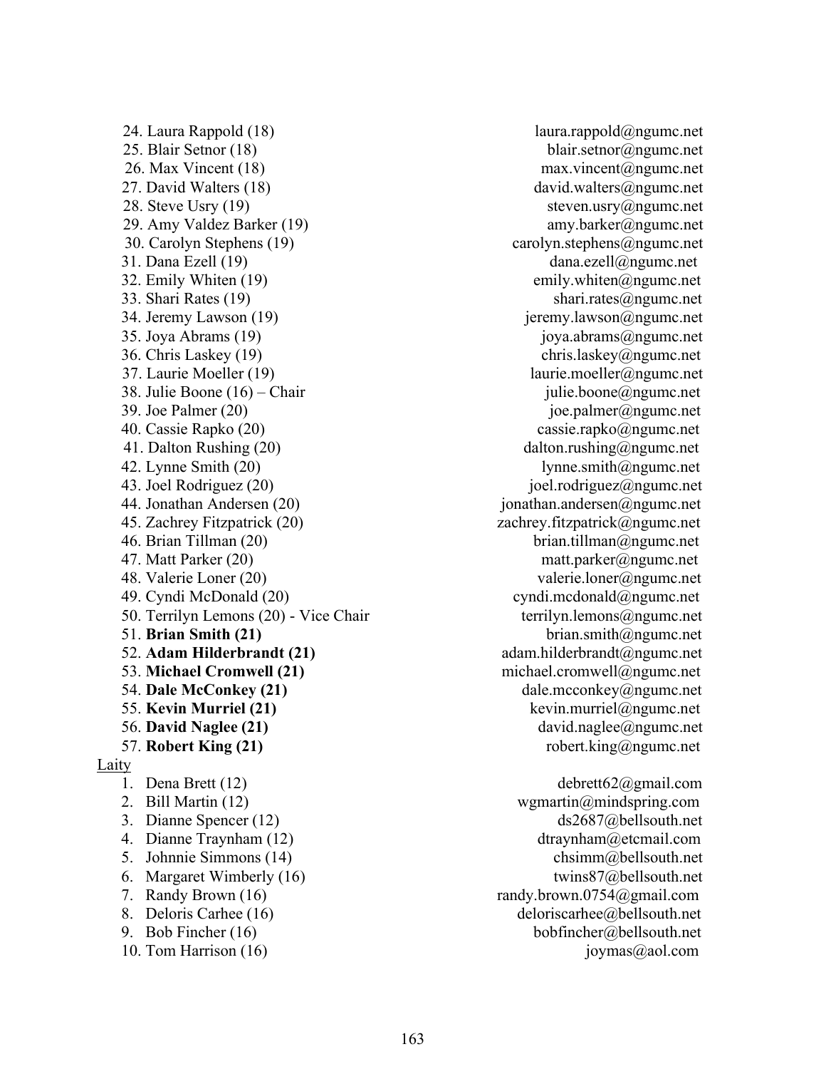24. Laura Rappold (18) laura.rappold@ngumc.net
25. Blair Setnor (18) blair.setnor@ngumc.net
26. Max Vincent (18) max.vincent@ngumc.net
27. David Walters (18) david.walters@ngumc.net
28. Steve Usry (19) steven.usry@ngumc.net
29. Amy Valdez Barker (19) amy.barker@ngumc.net
30. Carolyn Stephens (19) carolyn.stephens@ngumc.net
31. Dana Ezell (19) dana.ezell@ngumc.net
32. Emily Whiten (19) emily.whiten@ngumc.net
33. Shari Rates (19) shari.rates@ngumc.net
34. Jeremy Lawson (19) jeremy.lawson@ngumc.net
35. Joya Abrams (19) joya.abrams@ngumc.net
36. Chris Laskey (19) chris.laskey@ngumc.net
37. Laurie Moeller (19) laurie.moeller@ngumc.net
38. Julie Boone (16) – Chair julie.boone@ngumc.net
39. Joe Palmer (20) joe.palmer@ngumc.net
40. Cassie Rapko (20) cassie.rapko@ngumc.net
41. Dalton Rushing (20) dalton.rushing@ngumc.net
42. Lynne Smith (20) lynne.smith@ngumc.net
43. Joel Rodriguez (20) joel.rodriguez@ngumc.net
44. Jonathan Andersen (20) jonathan.andersen@ngumc.net
45. Zachrey Fitzpatrick (20) zachrey.fitzpatrick@ngumc.net
46. Brian Tillman (20) brian.tillman@ngumc.net
47. Matt Parker (20) matt.parker@ngumc.net
48. Valerie Loner (20) valerie.loner@ngumc.net
49. Cyndi McDonald (20) cyndi.mcdonald@ngumc.net
50. Terrilyn Lemons (20) - Vice Chair terrilyn.lemons@ngumc.net
51. **Brian Smith (21)** brian.smith@ngumc.net
52. **Adam Hilderbrandt (21)** adam.hilderbrandt@ngumc.net
53. **Michael Cromwell (21)** michael.cromwell@ngumc.net
54. **Dale McConkey (21)** dale.mcconkey@ngumc.net
55. **Kevin Murriel (21)** kevin.murriel@ngumc.net
56. **David Naglee (21)** david.naglee@ngumc.net
57. **Robert King (21)** robert.king@ngumc.net

<u>Laity</u>

1. Dena Brett (12) debrett62@gmail.com
2. Bill Martin (12) wgmartin@mindspring.com
3. Dianne Spencer (12) ds2687@bellsouth.net
4. Dianne Traynham (12) dtraynham@etcmail.com
5. Johnnie Simmons (14) chsimm@bellsouth.net
6. Margaret Wimberly (16) twins87@bellsouth.net
7. Randy Brown (16) randy.brown.0754@gmail.com
8. Deloris Carhee (16) deloriscarhee@bellsouth.net
9. Bob Fincher (16) bobfincher@bellsouth.net
10. Tom Harrison (16) joymas@aol.com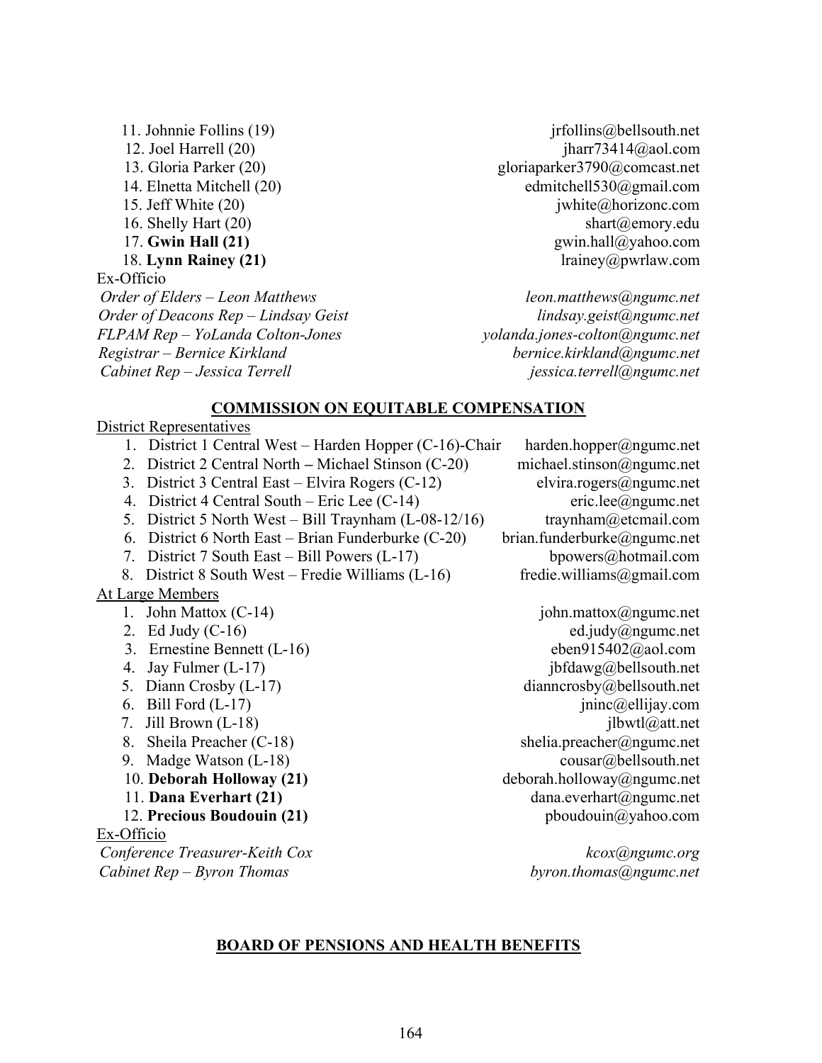11. Johnnie Follins (19) jrfollins@bellsouth.net
12. Joel Harrell (20) jharr73414@aol.com
13. Gloria Parker (20) gloriaparker3790@comcast.net
14. Elnetta Mitchell (20) edmitchell530@gmail.com
15. Jeff White (20) jwhite@horizonc.com
16. Shelly Hart (20) shart@emory.edu
17. **Gwin Hall (21)** gwin.hall@yahoo.com
18. **Lynn Rainey (21)** lrainey@pwrlaw.com

Ex-Officio

*Order of Elders – Leon Matthews* *leon.matthews@ngumc.net*
*Order of Deacons Rep – Lindsay Geist* *lindsay.geist@ngumc.net*
*FLPAM Rep – YoLanda Colton-Jones* *yolanda.jones-colton@ngumc.net*
*Registrar – Bernice Kirkland* *bernice.kirkland@ngumc.net*
*Cabinet Rep – Jessica Terrell* *jessica.terrell@ngumc.net*

## COMMISSION ON EQUITABLE COMPENSATION

District Representatives

1. District 1 Central West – Harden Hopper (C-16)-Chair harden.hopper@ngumc.net
2. District 2 Central North – Michael Stinson (C-20) michael.stinson@ngumc.net
3. District 3 Central East – Elvira Rogers (C-12) elvira.rogers@ngumc.net
4. District 4 Central South – Eric Lee (C-14) eric.lee@ngumc.net
5. District 5 North West – Bill Traynham (L-08-12/16) traynham@etcmail.com
6. District 6 North East – Brian Funderburke (C-20) brian.funderburke@ngumc.net
7. District 7 South East – Bill Powers (L-17) bpowers@hotmail.com
8. District 8 South West – Fredie Williams (L-16) fredie.williams@gmail.com

At Large Members

1. John Mattox (C-14) john.mattox@ngumc.net
2. Ed Judy (C-16) ed.judy@ngumc.net
3. Ernestine Bennett (L-16) eben915402@aol.com
4. Jay Fulmer (L-17) jbfdawg@bellsouth.net
5. Diann Crosby (L-17) dianncrosby@bellsouth.net
6. Bill Ford (L-17) jninc@ellijay.com
7. Jill Brown (L-18) jlbwtl@att.net
8. Sheila Preacher (C-18) shelia.preacher@ngumc.net
9. Madge Watson (L-18) cousar@bellsouth.net
10. **Deborah Holloway (21)** deborah.holloway@ngumc.net
11. **Dana Everhart (21)** dana.everhart@ngumc.net
12. **Precious Boudouin (21)** pboudouin@yahoo.com

Ex-Officio

*Conference Treasurer-Keith Cox* *kcox@ngumc.org*
*Cabinet Rep – Byron Thomas* *byron.thomas@ngumc.net*

## BOARD OF PENSIONS AND HEALTH BENEFITS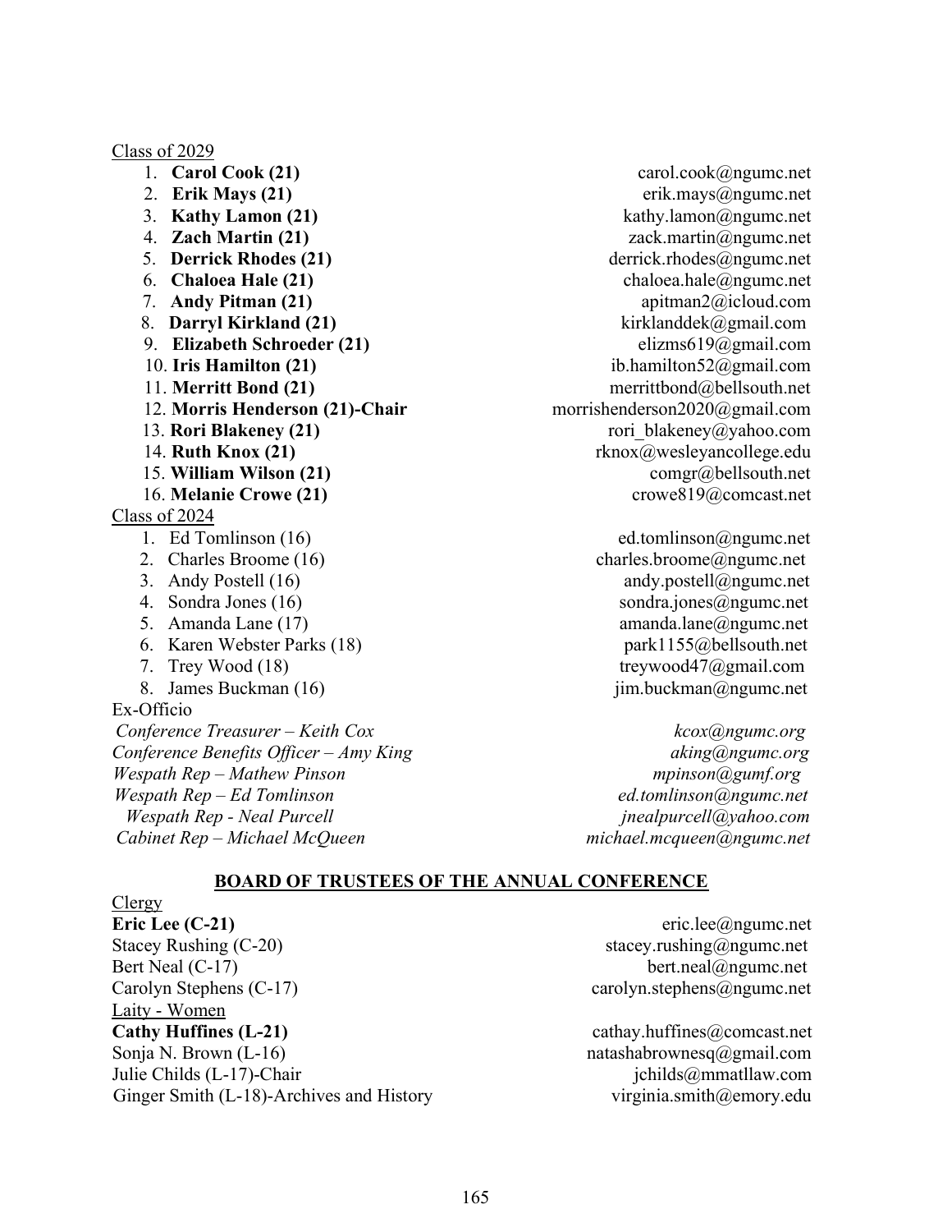Class of 2029

1. **Carol Cook (21)** carol.cook@ngumc.net
2. **Erik Mays (21)** erik.mays@ngumc.net
3. **Kathy Lamon (21)** kathy.lamon@ngumc.net
4. **Zach Martin (21)** zack.martin@ngumc.net
5. **Derrick Rhodes (21)** derrick.rhodes@ngumc.net
6. **Chaloea Hale (21)** chaloea.hale@ngumc.net
7. **Andy Pitman (21)** apitman2@icloud.com
8. **Darryl Kirkland (21)** kirklanddek@gmail.com
9. **Elizabeth Schroeder (21)** elizms619@gmail.com
10. **Iris Hamilton (21)** ib.hamilton52@gmail.com
11. **Merritt Bond (21)** merrittbond@bellsouth.net
12. **Morris Henderson (21)-Chair** morrishenderson2020@gmail.com
13. **Rori Blakeney (21)** rori_blakeney@yahoo.com
14. **Ruth Knox (21)** rknox@wesleyancollege.edu
15. **William Wilson (21)** comgr@bellsouth.net
16. **Melanie Crowe (21)** crowe819@comcast.net

Class of 2024

1. Ed Tomlinson (16) ed.tomlinson@ngumc.net
2. Charles Broome (16) charles.broome@ngumc.net
3. Andy Postell (16) andy.postell@ngumc.net
4. Sondra Jones (16) sondra.jones@ngumc.net
5. Amanda Lane (17) amanda.lane@ngumc.net
6. Karen Webster Parks (18) park1155@bellsouth.net
7. Trey Wood (18) treywood47@gmail.com
8. James Buckman (16) jim.buckman@ngumc.net

Ex-Officio

*Conference Treasurer – Keith Cox* *kcox@ngumc.org*
*Conference Benefits Officer – Amy King* *aking@ngumc.org*
*Wespath Rep – Mathew Pinson* *mpinson@gumf.org*
*Wespath Rep – Ed Tomlinson* *ed.tomlinson@ngumc.net*
*Wespath Rep - Neal Purcell* *jnealpurcell@yahoo.com*
*Cabinet Rep – Michael McQueen* *michael.mcqueen@ngumc.net*

## BOARD OF TRUSTEES OF THE ANNUAL CONFERENCE

Clergy

**Eric Lee (C-21)** eric.lee@ngumc.net
Stacey Rushing (C-20) stacey.rushing@ngumc.net
Bert Neal (C-17) bert.neal@ngumc.net
Carolyn Stephens (C-17) carolyn.stephens@ngumc.net

Laity - Women

**Cathy Huffines (L-21)** cathay.huffines@comcast.net
Sonja N. Brown (L-16) natashabrownesq@gmail.com
Julie Childs (L-17)-Chair jchilds@mmatllaw.com
Ginger Smith (L-18)-Archives and History virginia.smith@emory.edu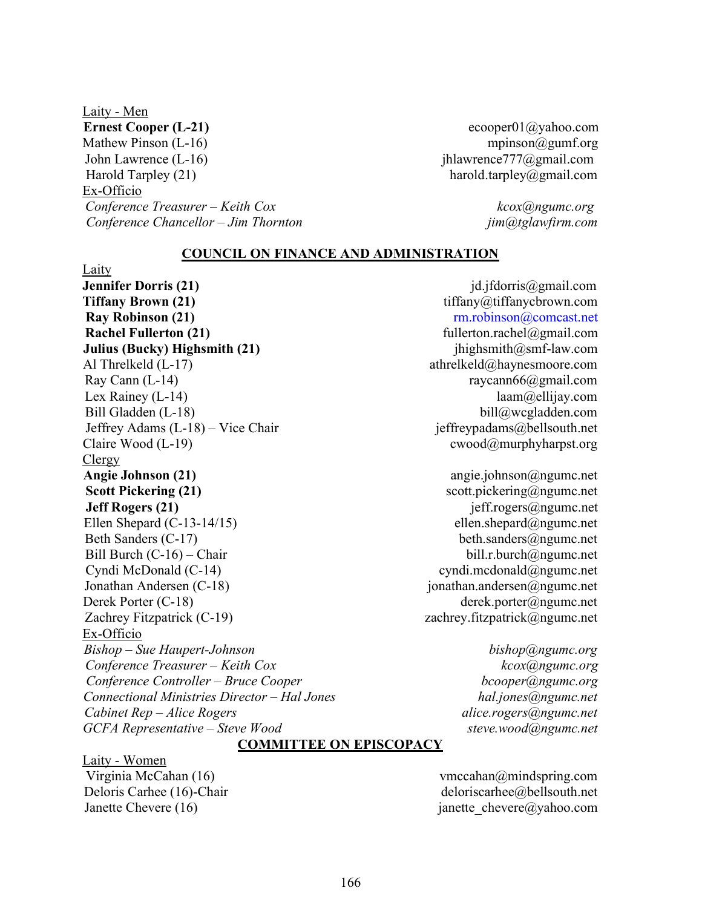<u>Laity - Men</u>

**Ernest Cooper (L-21)** ecooper01@yahoo.com
Mathew Pinson (L-16) mpinson@gumf.org
John Lawrence (L-16) jhlawrence777@gmail.com
Harold Tarpley (21) harold.tarpley@gmail.com

<u>Ex-Officio</u>

*Conference Treasurer – Keith Cox* *kcox@ngumc.org*
*Conference Chancellor – Jim Thornton* *jim@tglawfirm.com*

## COUNCIL ON FINANCE AND ADMINISTRATION

<u>Laity</u>

**Jennifer Dorris (21)** jd.jfdorris@gmail.com
**Tiffany Brown (21)** tiffany@tiffanycbrown.com
**Ray Robinson (21)** rm.robinson@comcast.net
**Rachel Fullerton (21)** fullerton.rachel@gmail.com
**Julius (Bucky) Highsmith (21)** jhighsmith@smf-law.com
Al Threlkeld (L-17) athrelkeld@haynesmoore.com
Ray Cann (L-14) raycann66@gmail.com
Lex Rainey (L-14) laam@ellijay.com
Bill Gladden (L-18) bill@wcgladden.com
Jeffrey Adams (L-18) – Vice Chair jeffreypadams@bellsouth.net
Claire Wood (L-19) cwood@murphyharpst.org

<u>Clergy</u>

**Angie Johnson (21)** angie.johnson@ngumc.net
**Scott Pickering (21)** scott.pickering@ngumc.net
**Jeff Rogers (21)** jeff.rogers@ngumc.net
Ellen Shepard (C-13-14/15) ellen.shepard@ngumc.net
Beth Sanders (C-17) beth.sanders@ngumc.net
Bill Burch (C-16) – Chair bill.r.burch@ngumc.net
Cyndi McDonald (C-14) cyndi.mcdonald@ngumc.net
Jonathan Andersen (C-18) jonathan.andersen@ngumc.net
Derek Porter (C-18) derek.porter@ngumc.net
Zachrey Fitzpatrick (C-19) zachrey.fitzpatrick@ngumc.net

<u>Ex-Officio</u>

*Bishop – Sue Haupert-Johnson* *bishop@ngumc.org*
*Conference Treasurer – Keith Cox* *kcox@ngumc.org*
*Conference Controller – Bruce Cooper* *bcooper@ngumc.org*
*Connectional Ministries Director – Hal Jones* *hal.jones@ngumc.net*
*Cabinet Rep – Alice Rogers* *alice.rogers@ngumc.net*
*GCFA Representative – Steve Wood* *steve.wood@ngumc.net*

## COMMITTEE ON EPISCOPACY

<u>Laity - Women</u>

Virginia McCahan (16) vmccahan@mindspring.com
Deloris Carhee (16)-Chair deloriscarhee@bellsouth.net
Janette Chevere (16) janette_chevere@yahoo.com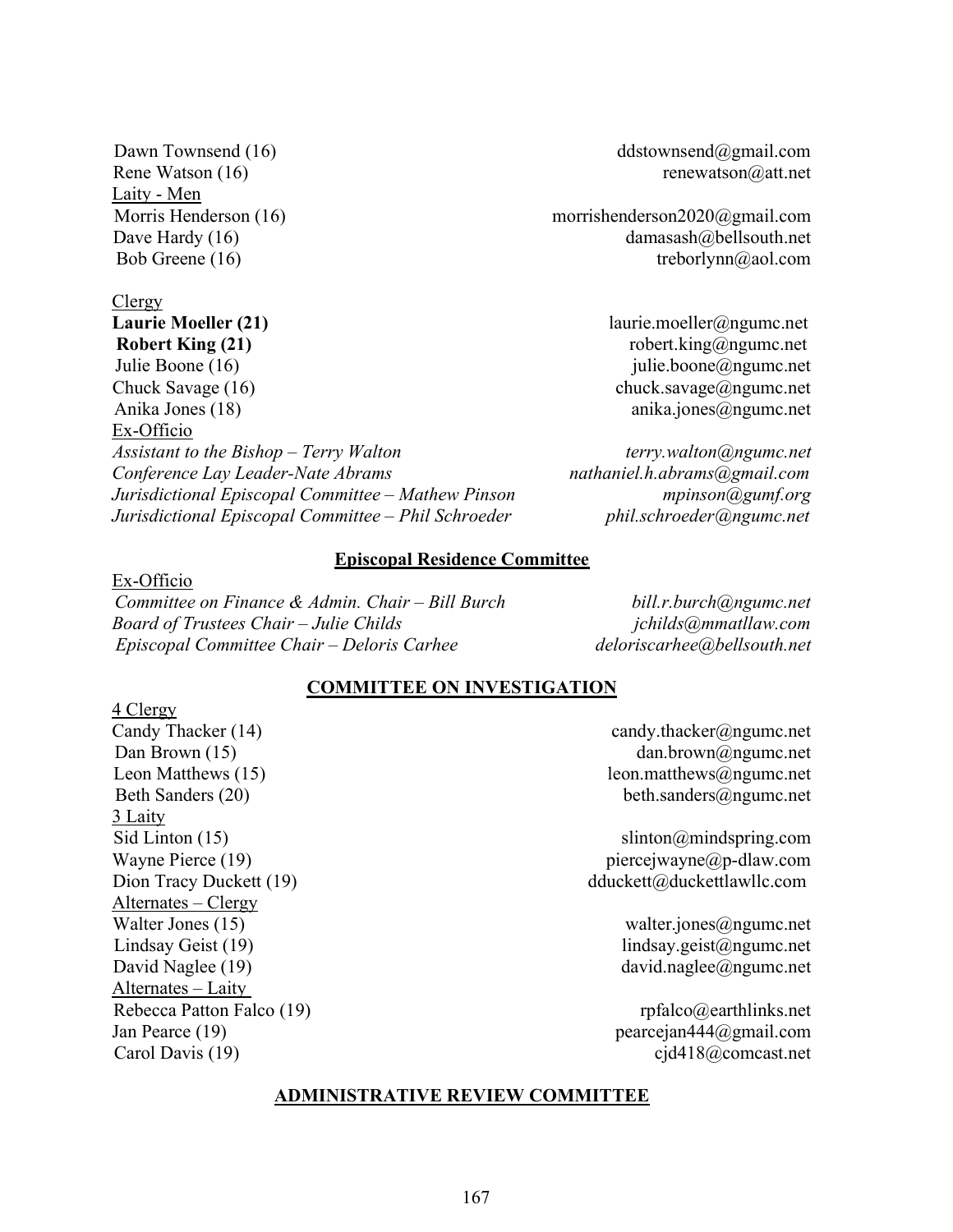Dawn Townsend (16) ddstownsend@gmail.com
Rene Watson (16) renewatson@att.net

Laity - Men

Morris Henderson (16) morrishenderson2020@gmail.com
Dave Hardy (16) damasash@bellsouth.net
Bob Greene (16) treborlynn@aol.com

Clergy

**Laurie Moeller (21)** laurie.moeller@ngumc.net
**Robert King (21)** robert.king@ngumc.net
Julie Boone (16) julie.boone@ngumc.net
Chuck Savage (16) chuck.savage@ngumc.net
Anika Jones (18) anika.jones@ngumc.net

Ex-Officio

*Assistant to the Bishop – Terry Walton* *terry.walton@ngumc.net*
*Conference Lay Leader-Nate Abrams* *nathaniel.h.abrams@gmail.com*
*Jurisdictional Episcopal Committee – Mathew Pinson* *mpinson@gumf.org*
*Jurisdictional Episcopal Committee – Phil Schroeder* *phil.schroeder@ngumc.net*

## Episcopal Residence Committee

Ex-Officio

*Committee on Finance & Admin. Chair – Bill Burch* *bill.r.burch@ngumc.net*
*Board of Trustees Chair – Julie Childs* *jchilds@mmatllaw.com*
*Episcopal Committee Chair – Deloris Carhee* *deloriscarhee@bellsouth.net*

## COMMITTEE ON INVESTIGATION

4 Clergy

Candy Thacker (14) candy.thacker@ngumc.net
Dan Brown (15) dan.brown@ngumc.net
Leon Matthews (15) leon.matthews@ngumc.net
Beth Sanders (20) beth.sanders@ngumc.net

3 Laity

Sid Linton (15) slinton@mindspring.com
Wayne Pierce (19) piercejwayne@p-dlaw.com
Dion Tracy Duckett (19) dduckett@duckettlawllc.com

Alternates – Clergy

Walter Jones (15) walter.jones@ngumc.net
Lindsay Geist (19) lindsay.geist@ngumc.net
David Naglee (19) david.naglee@ngumc.net

Alternates – Laity

Rebecca Patton Falco (19) rpfalco@earthlinks.net
Jan Pearce (19) pearcejan444@gmail.com
Carol Davis (19) cjd418@comcast.net

## ADMINISTRATIVE REVIEW COMMITTEE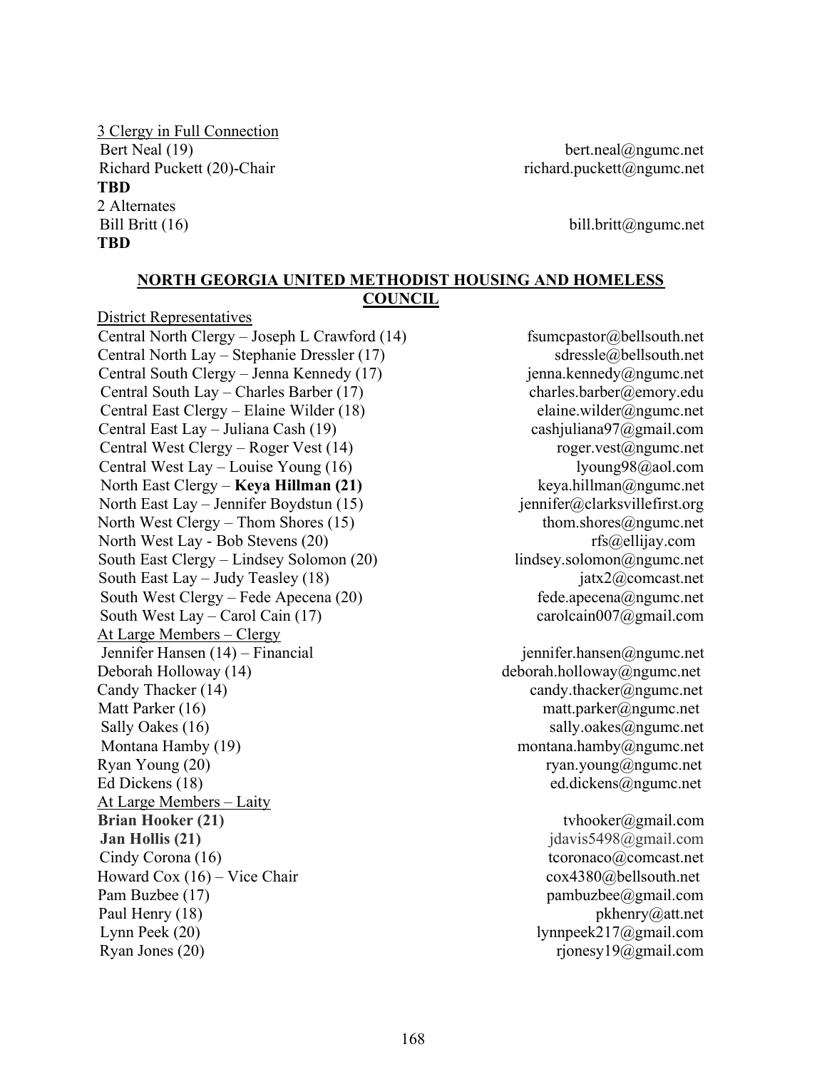<u>3 Clergy in Full Connection</u>
Bert Neal (19) bert.neal@ngumc.net
Richard Puckett (20)-Chair richard.puckett@ngumc.net
**TBD**
2 Alternates
Bill Britt (16) bill.britt@ngumc.net
**TBD**

## NORTH GEORGIA UNITED METHODIST HOUSING AND HOMELESS COUNCIL

<u>District Representatives</u>
Central North Clergy – Joseph L Crawford (14) fsumcpastor@bellsouth.net
Central North Lay – Stephanie Dressler (17) sdressle@bellsouth.net
Central South Clergy – Jenna Kennedy (17) jenna.kennedy@ngumc.net
Central South Lay – Charles Barber (17) charles.barber@emory.edu
Central East Clergy – Elaine Wilder (18) elaine.wilder@ngumc.net
Central East Lay – Juliana Cash (19) cashjuliana97@gmail.com
Central West Clergy – Roger Vest (14) roger.vest@ngumc.net
Central West Lay – Louise Young (16) lyoung98@aol.com
North East Clergy – **Keya Hillman (21)** keya.hillman@ngumc.net
North East Lay – Jennifer Boydstun (15) jennifer@clarksvillefirst.org
North West Clergy – Thom Shores (15) thom.shores@ngumc.net
North West Lay - Bob Stevens (20) rfs@ellijay.com
South East Clergy – Lindsey Solomon (20) lindsey.solomon@ngumc.net
South East Lay – Judy Teasley (18) jatx2@comcast.net
South West Clergy – Fede Apecena (20) fede.apecena@ngumc.net
South West Lay – Carol Cain (17) carolcain007@gmail.com

<u>At Large Members – Clergy</u>
Jennifer Hansen (14) – Financial jennifer.hansen@ngumc.net
Deborah Holloway (14) deborah.holloway@ngumc.net
Candy Thacker (14) candy.thacker@ngumc.net
Matt Parker (16) matt.parker@ngumc.net
Sally Oakes (16) sally.oakes@ngumc.net
Montana Hamby (19) montana.hamby@ngumc.net
Ryan Young (20) ryan.young@ngumc.net
Ed Dickens (18) ed.dickens@ngumc.net

<u>At Large Members – Laity</u>
**Brian Hooker (21)** tvhooker@gmail.com
**Jan Hollis (21)** jdavis5498@gmail.com
Cindy Corona (16) tcoronaco@comcast.net
Howard Cox (16) – Vice Chair cox4380@bellsouth.net
Pam Buzbee (17) pambuzbee@gmail.com
Paul Henry (18) pkhenry@att.net
Lynn Peek (20) lynnpeek217@gmail.com
Ryan Jones (20) rjonesy19@gmail.com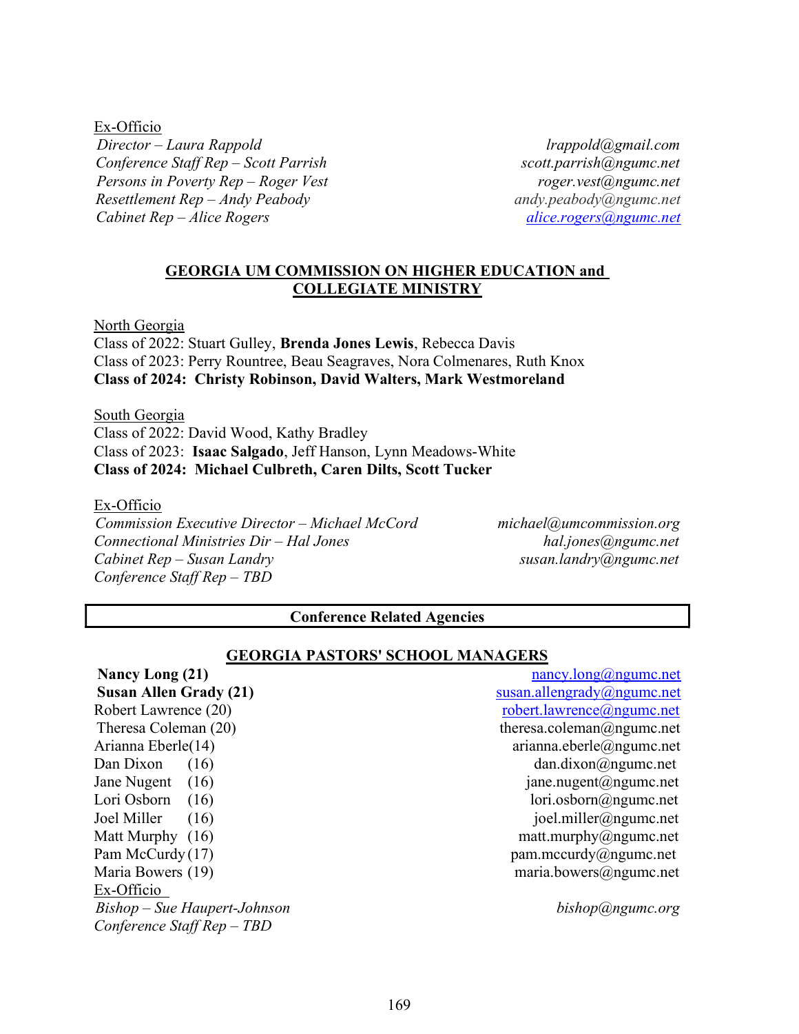<u>Ex-Officio</u>

| | |
|---|---|
| *Director – Laura Rappold* | *lrappold@gmail.com* |
| *Conference Staff Rep – Scott Parrish* | *scott.parrish@ngumc.net* |
| *Persons in Poverty Rep – Roger Vest* | *roger.vest@ngumc.net* |
| *Resettlement Rep – Andy Peabody* | *andy.peabody@ngumc.net* |
| *Cabinet Rep – Alice Rogers* | *alice.rogers@ngumc.net* |

## GEORGIA UM COMMISSION ON HIGHER EDUCATION and COLLEGIATE MINISTRY

<u>North Georgia</u>
Class of 2022: Stuart Gulley, **Brenda Jones Lewis**, Rebecca Davis
Class of 2023: Perry Rountree, Beau Seagraves, Nora Colmenares, Ruth Knox
**Class of 2024: Christy Robinson, David Walters, Mark Westmoreland**

<u>South Georgia</u>
Class of 2022: David Wood, Kathy Bradley
Class of 2023: **Isaac Salgado**, Jeff Hanson, Lynn Meadows-White
**Class of 2024: Michael Culbreth, Caren Dilts, Scott Tucker**

<u>Ex-Officio</u>

| | |
|---|---|
| *Commission Executive Director – Michael McCord* | *michael@umcommission.org* |
| *Connectional Ministries Dir – Hal Jones* | *hal.jones@ngumc.net* |
| *Cabinet Rep – Susan Landry* | *susan.landry@ngumc.net* |
| *Conference Staff Rep – TBD* | |

# Conference Related Agencies

## GEORGIA PASTORS' SCHOOL MANAGERS

| | |
|---|---|
| **Nancy Long (21)** | nancy.long@ngumc.net |
| **Susan Allen Grady (21)** | susan.allengrady@ngumc.net |
| Robert Lawrence (20) | robert.lawrence@ngumc.net |
| Theresa Coleman (20) | theresa.coleman@ngumc.net |
| Arianna Eberle(14) | arianna.eberle@ngumc.net |
| Dan Dixon (16) | dan.dixon@ngumc.net |
| Jane Nugent (16) | jane.nugent@ngumc.net |
| Lori Osborn (16) | lori.osborn@ngumc.net |
| Joel Miller (16) | joel.miller@ngumc.net |
| Matt Murphy (16) | matt.murphy@ngumc.net |
| Pam McCurdy (17) | pam.mccurdy@ngumc.net |
| Maria Bowers (19) | maria.bowers@ngumc.net |

<u>Ex-Officio</u>

| | |
|---|---|
| *Bishop – Sue Haupert-Johnson* | *bishop@ngumc.org* |
| *Conference Staff Rep – TBD* | |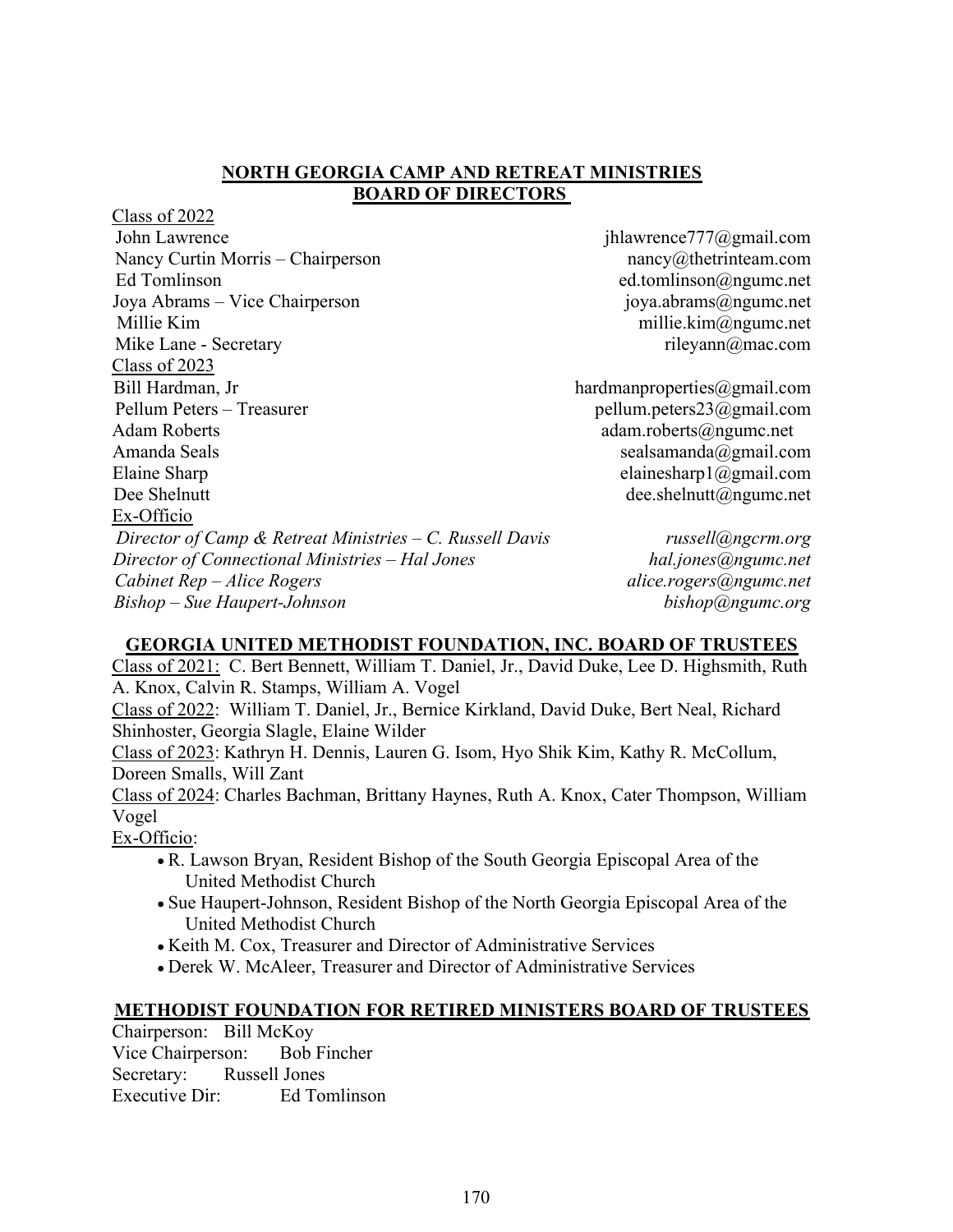## NORTH GEORGIA CAMP AND RETREAT MINISTRIES BOARD OF DIRECTORS

Class of 2022

| | |
|---|---|
| John Lawrence | jhlawrence777@gmail.com |
| Nancy Curtin Morris – Chairperson | nancy@thetrinteam.com |
| Ed Tomlinson | ed.tomlinson@ngumc.net |
| Joya Abrams – Vice Chairperson | joya.abrams@ngumc.net |
| Millie Kim | millie.kim@ngumc.net |
| Mike Lane - Secretary | rileyann@mac.com |

Class of 2023

| | |
|---|---|
| Bill Hardman, Jr | hardmanproperties@gmail.com |
| Pellum Peters – Treasurer | pellum.peters23@gmail.com |
| Adam Roberts | adam.roberts@ngumc.net |
| Amanda Seals | sealsamanda@gmail.com |
| Elaine Sharp | elainesharp1@gmail.com |
| Dee Shelnutt | dee.shelnutt@ngumc.net |

Ex-Officio

| | |
|---|---|
| *Director of Camp & Retreat Ministries – C. Russell Davis* | *russell@ngcrm.org* |
| *Director of Connectional Ministries – Hal Jones* | *hal.jones@ngumc.net* |
| *Cabinet Rep – Alice Rogers* | *alice.rogers@ngumc.net* |
| *Bishop – Sue Haupert-Johnson* | *bishop@ngumc.org* |

## GEORGIA UNITED METHODIST FOUNDATION, INC. BOARD OF TRUSTEES

Class of 2021: C. Bert Bennett, William T. Daniel, Jr., David Duke, Lee D. Highsmith, Ruth A. Knox, Calvin R. Stamps, William A. Vogel

Class of 2022: William T. Daniel, Jr., Bernice Kirkland, David Duke, Bert Neal, Richard Shinhoster, Georgia Slagle, Elaine Wilder

Class of 2023: Kathryn H. Dennis, Lauren G. Isom, Hyo Shik Kim, Kathy R. McCollum, Doreen Smalls, Will Zant

Class of 2024: Charles Bachman, Brittany Haynes, Ruth A. Knox, Cater Thompson, William Vogel

Ex-Officio:

- R. Lawson Bryan, Resident Bishop of the South Georgia Episcopal Area of the United Methodist Church
- Sue Haupert-Johnson, Resident Bishop of the North Georgia Episcopal Area of the United Methodist Church
- Keith M. Cox, Treasurer and Director of Administrative Services
- Derek W. McAleer, Treasurer and Director of Administrative Services

## METHODIST FOUNDATION FOR RETIRED MINISTERS BOARD OF TRUSTEES

Chairperson: Bill McKoy
Vice Chairperson: Bob Fincher
Secretary: Russell Jones
Executive Dir: Ed Tomlinson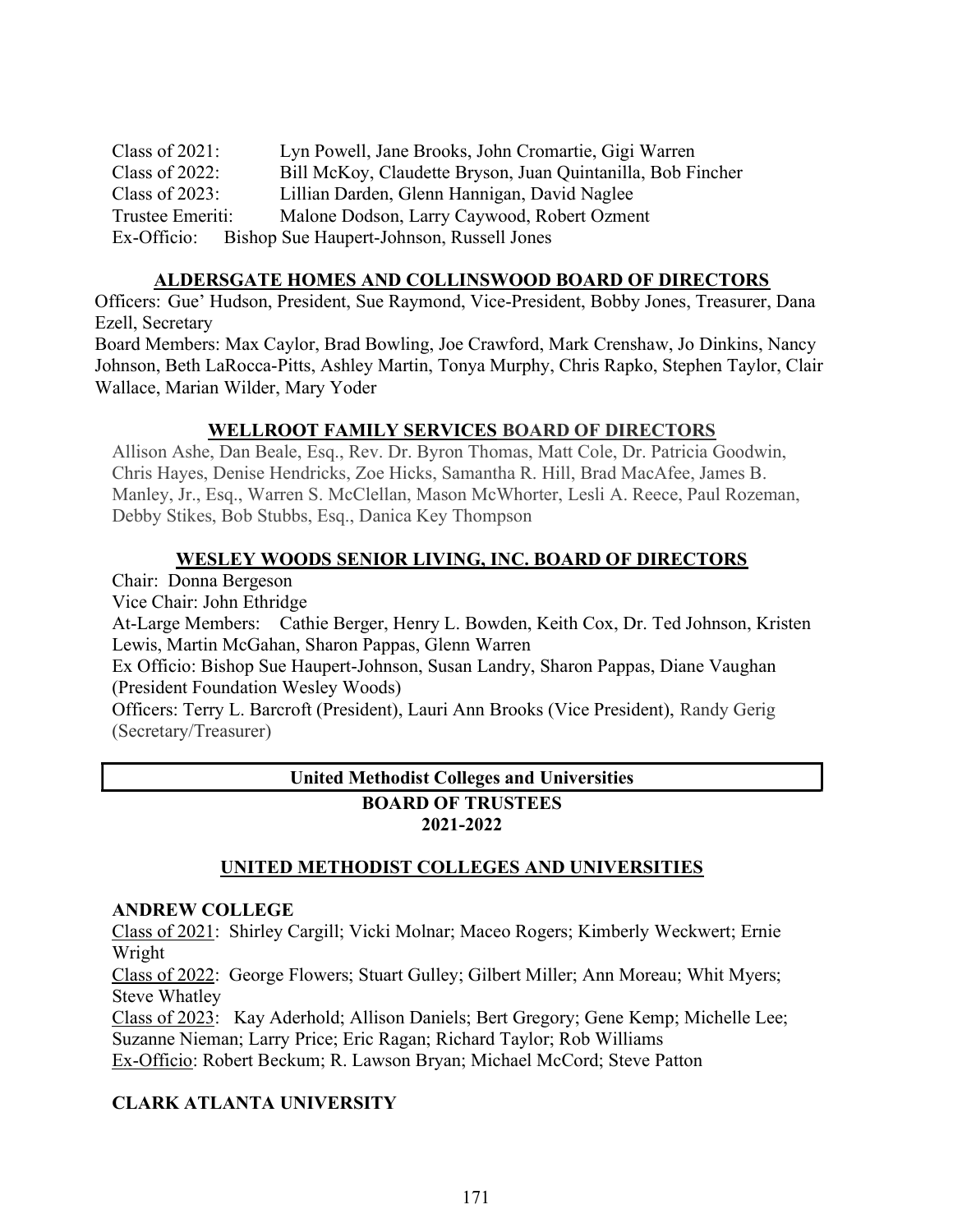Class of 2021: Lyn Powell, Jane Brooks, John Cromartie, Gigi Warren
Class of 2022: Bill McKoy, Claudette Bryson, Juan Quintanilla, Bob Fincher
Class of 2023: Lillian Darden, Glenn Hannigan, David Naglee
Trustee Emeriti: Malone Dodson, Larry Caywood, Robert Ozment
Ex-Officio: Bishop Sue Haupert-Johnson, Russell Jones

## ALDERSGATE HOMES AND COLLINSWOOD BOARD OF DIRECTORS

Officers: Gue' Hudson, President, Sue Raymond, Vice-President, Bobby Jones, Treasurer, Dana Ezell, Secretary

Board Members: Max Caylor, Brad Bowling, Joe Crawford, Mark Crenshaw, Jo Dinkins, Nancy Johnson, Beth LaRocca-Pitts, Ashley Martin, Tonya Murphy, Chris Rapko, Stephen Taylor, Clair Wallace, Marian Wilder, Mary Yoder

## WELLROOT FAMILY SERVICES BOARD OF DIRECTORS

Allison Ashe, Dan Beale, Esq., Rev. Dr. Byron Thomas, Matt Cole, Dr. Patricia Goodwin, Chris Hayes, Denise Hendricks, Zoe Hicks, Samantha R. Hill, Brad MacAfee, James B. Manley, Jr., Esq., Warren S. McClellan, Mason McWhorter, Lesli A. Reece, Paul Rozeman, Debby Stikes, Bob Stubbs, Esq., Danica Key Thompson

## WESLEY WOODS SENIOR LIVING, INC. BOARD OF DIRECTORS

Chair: Donna Bergeson
Vice Chair: John Ethridge
At-Large Members: Cathie Berger, Henry L. Bowden, Keith Cox, Dr. Ted Johnson, Kristen Lewis, Martin McGahan, Sharon Pappas, Glenn Warren
Ex Officio: Bishop Sue Haupert-Johnson, Susan Landry, Sharon Pappas, Diane Vaughan (President Foundation Wesley Woods)
Officers: Terry L. Barcroft (President), Lauri Ann Brooks (Vice President), Randy Gerig (Secretary/Treasurer)

# United Methodist Colleges and Universities

## BOARD OF TRUSTEES 2021-2022

## UNITED METHODIST COLLEGES AND UNIVERSITIES

### ANDREW COLLEGE

Class of 2021: Shirley Cargill; Vicki Molnar; Maceo Rogers; Kimberly Weckwert; Ernie Wright
Class of 2022: George Flowers; Stuart Gulley; Gilbert Miller; Ann Moreau; Whit Myers; Steve Whatley
Class of 2023: Kay Aderhold; Allison Daniels; Bert Gregory; Gene Kemp; Michelle Lee; Suzanne Nieman; Larry Price; Eric Ragan; Richard Taylor; Rob Williams
Ex-Officio: Robert Beckum; R. Lawson Bryan; Michael McCord; Steve Patton

### CLARK ATLANTA UNIVERSITY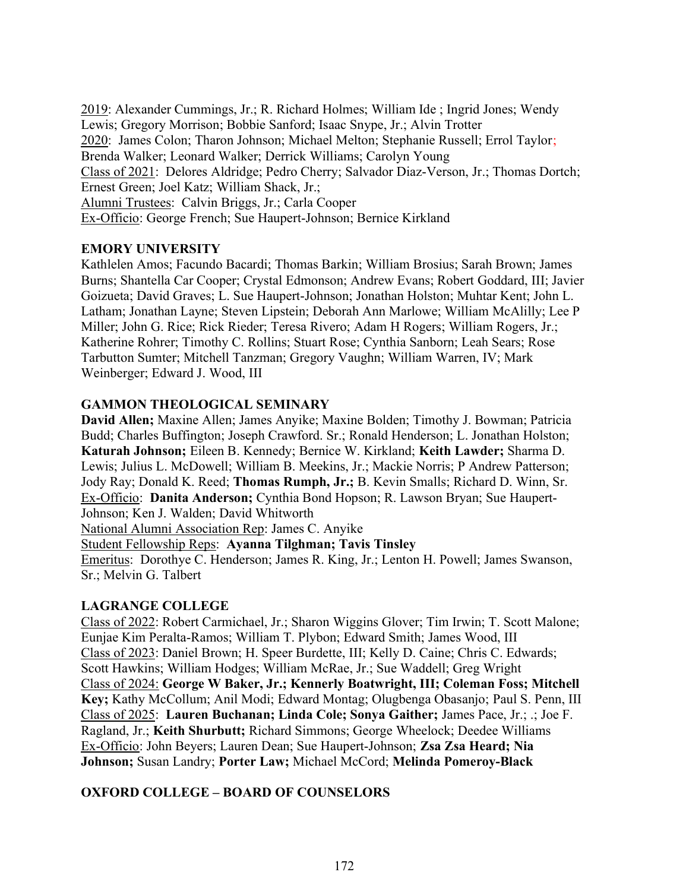2019: Alexander Cummings, Jr.; R. Richard Holmes; William Ide ; Ingrid Jones; Wendy Lewis; Gregory Morrison; Bobbie Sanford; Isaac Snype, Jr.; Alvin Trotter
2020: James Colon; Tharon Johnson; Michael Melton; Stephanie Russell; Errol Taylor; Brenda Walker; Leonard Walker; Derrick Williams; Carolyn Young
Class of 2021: Delores Aldridge; Pedro Cherry; Salvador Diaz-Verson, Jr.; Thomas Dortch; Ernest Green; Joel Katz; William Shack, Jr.;
Alumni Trustees: Calvin Briggs, Jr.; Carla Cooper
Ex-Officio: George French; Sue Haupert-Johnson; Bernice Kirkland

**EMORY UNIVERSITY**
Kathlelen Amos; Facundo Bacardi; Thomas Barkin; William Brosius; Sarah Brown; James Burns; Shantella Car Cooper; Crystal Edmonson; Andrew Evans; Robert Goddard, III; Javier Goizueta; David Graves; L. Sue Haupert-Johnson; Jonathan Holston; Muhtar Kent; John L. Latham; Jonathan Layne; Steven Lipstein; Deborah Ann Marlowe; William McAlilly; Lee P Miller; John G. Rice; Rick Rieder; Teresa Rivero; Adam H Rogers; William Rogers, Jr.; Katherine Rohrer; Timothy C. Rollins; Stuart Rose; Cynthia Sanborn; Leah Sears; Rose Tarbutton Sumter; Mitchell Tanzman; Gregory Vaughn; William Warren, IV; Mark Weinberger; Edward J. Wood, III

**GAMMON THEOLOGICAL SEMINARY**
**David Allen;** Maxine Allen; James Anyike; Maxine Bolden; Timothy J. Bowman; Patricia Budd; Charles Buffington; Joseph Crawford. Sr.; Ronald Henderson; L. Jonathan Holston; **Katurah Johnson;** Eileen B. Kennedy; Bernice W. Kirkland; **Keith Lawder;** Sharma D. Lewis; Julius L. McDowell; William B. Meekins, Jr.; Mackie Norris; P Andrew Patterson; Jody Ray; Donald K. Reed; **Thomas Rumph, Jr.;** B. Kevin Smalls; Richard D. Winn, Sr.
Ex-Officio: **Danita Anderson;** Cynthia Bond Hopson; R. Lawson Bryan; Sue Haupert-Johnson; Ken J. Walden; David Whitworth
National Alumni Association Rep: James C. Anyike
Student Fellowship Reps: **Ayanna Tilghman; Tavis Tinsley**
Emeritus: Dorothye C. Henderson; James R. King, Jr.; Lenton H. Powell; James Swanson, Sr.; Melvin G. Talbert

**LAGRANGE COLLEGE**
Class of 2022: Robert Carmichael, Jr.; Sharon Wiggins Glover; Tim Irwin; T. Scott Malone; Eunjae Kim Peralta-Ramos; William T. Plybon; Edward Smith; James Wood, III
Class of 2023: Daniel Brown; H. Speer Burdette, III; Kelly D. Caine; Chris C. Edwards; Scott Hawkins; William Hodges; William McRae, Jr.; Sue Waddell; Greg Wright
Class of 2024: **George W Baker, Jr.; Kennerly Boatwright, III; Coleman Foss; Mitchell Key;** Kathy McCollum; Anil Modi; Edward Montag; Olugbenga Obasanjo; Paul S. Penn, III
Class of 2025: **Lauren Buchanan; Linda Cole; Sonya Gaither;** James Pace, Jr.; .; Joe F. Ragland, Jr.; **Keith Shurbutt;** Richard Simmons; George Wheelock; Deedee Williams
Ex-Officio: John Beyers; Lauren Dean; Sue Haupert-Johnson; **Zsa Zsa Heard; Nia Johnson;** Susan Landry; **Porter Law;** Michael McCord; **Melinda Pomeroy-Black**

**OXFORD COLLEGE – BOARD OF COUNSELORS**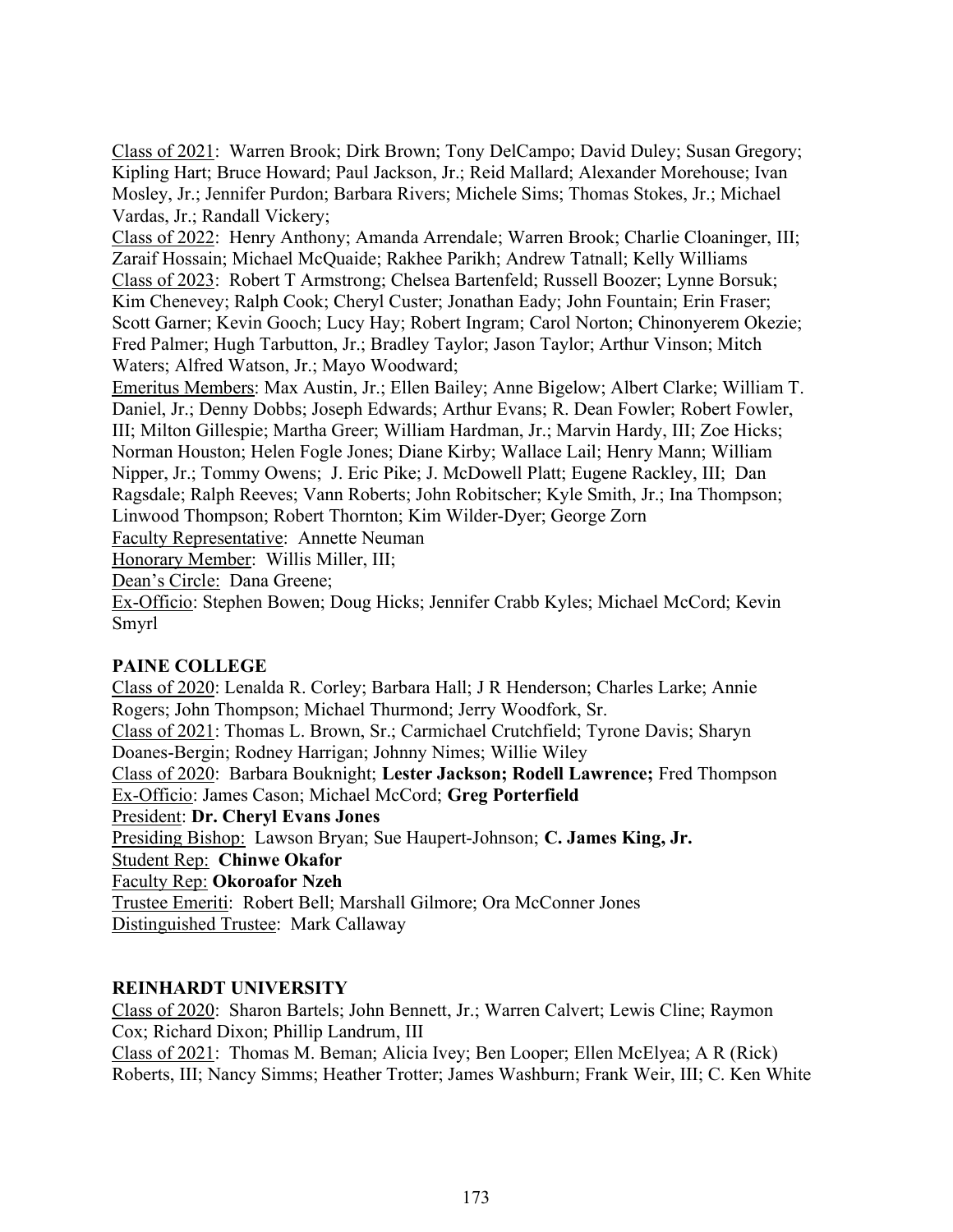Class of 2021: Warren Brook; Dirk Brown; Tony DelCampo; David Duley; Susan Gregory; Kipling Hart; Bruce Howard; Paul Jackson, Jr.; Reid Mallard; Alexander Morehouse; Ivan Mosley, Jr.; Jennifer Purdon; Barbara Rivers; Michele Sims; Thomas Stokes, Jr.; Michael Vardas, Jr.; Randall Vickery;

Class of 2022: Henry Anthony; Amanda Arrendale; Warren Brook; Charlie Cloaninger, III; Zaraif Hossain; Michael McQuaide; Rakhee Parikh; Andrew Tatnall; Kelly Williams

Class of 2023: Robert T Armstrong; Chelsea Bartenfeld; Russell Boozer; Lynne Borsuk; Kim Chenevey; Ralph Cook; Cheryl Custer; Jonathan Eady; John Fountain; Erin Fraser; Scott Garner; Kevin Gooch; Lucy Hay; Robert Ingram; Carol Norton; Chinonyerem Okezie; Fred Palmer; Hugh Tarbutton, Jr.; Bradley Taylor; Jason Taylor; Arthur Vinson; Mitch Waters; Alfred Watson, Jr.; Mayo Woodward;

Emeritus Members: Max Austin, Jr.; Ellen Bailey; Anne Bigelow; Albert Clarke; William T. Daniel, Jr.; Denny Dobbs; Joseph Edwards; Arthur Evans; R. Dean Fowler; Robert Fowler, III; Milton Gillespie; Martha Greer; William Hardman, Jr.; Marvin Hardy, III; Zoe Hicks; Norman Houston; Helen Fogle Jones; Diane Kirby; Wallace Lail; Henry Mann; William Nipper, Jr.; Tommy Owens; J. Eric Pike; J. McDowell Platt; Eugene Rackley, III; Dan Ragsdale; Ralph Reeves; Vann Roberts; John Robitscher; Kyle Smith, Jr.; Ina Thompson; Linwood Thompson; Robert Thornton; Kim Wilder-Dyer; George Zorn

Faculty Representative: Annette Neuman

Honorary Member: Willis Miller, III;

Dean's Circle: Dana Greene;

Ex-Officio: Stephen Bowen; Doug Hicks; Jennifer Crabb Kyles; Michael McCord; Kevin Smyrl

**PAINE COLLEGE**

Class of 2020: Lenalda R. Corley; Barbara Hall; J R Henderson; Charles Larke; Annie Rogers; John Thompson; Michael Thurmond; Jerry Woodfork, Sr.

Class of 2021: Thomas L. Brown, Sr.; Carmichael Crutchfield; Tyrone Davis; Sharyn Doanes-Bergin; Rodney Harrigan; Johnny Nimes; Willie Wiley

Class of 2020: Barbara Bouknight; **Lester Jackson; Rodell Lawrence;** Fred Thompson

Ex-Officio: James Cason; Michael McCord; **Greg Porterfield**

President: **Dr. Cheryl Evans Jones**

Presiding Bishop: Lawson Bryan; Sue Haupert-Johnson; **C. James King, Jr.**

Student Rep: **Chinwe Okafor**

Faculty Rep: **Okoroafor Nzeh**

Trustee Emeriti: Robert Bell; Marshall Gilmore; Ora McConner Jones

Distinguished Trustee: Mark Callaway

**REINHARDT UNIVERSITY**

Class of 2020: Sharon Bartels; John Bennett, Jr.; Warren Calvert; Lewis Cline; Raymon Cox; Richard Dixon; Phillip Landrum, III

Class of 2021: Thomas M. Beman; Alicia Ivey; Ben Looper; Ellen McElyea; A R (Rick) Roberts, III; Nancy Simms; Heather Trotter; James Washburn; Frank Weir, III; C. Ken White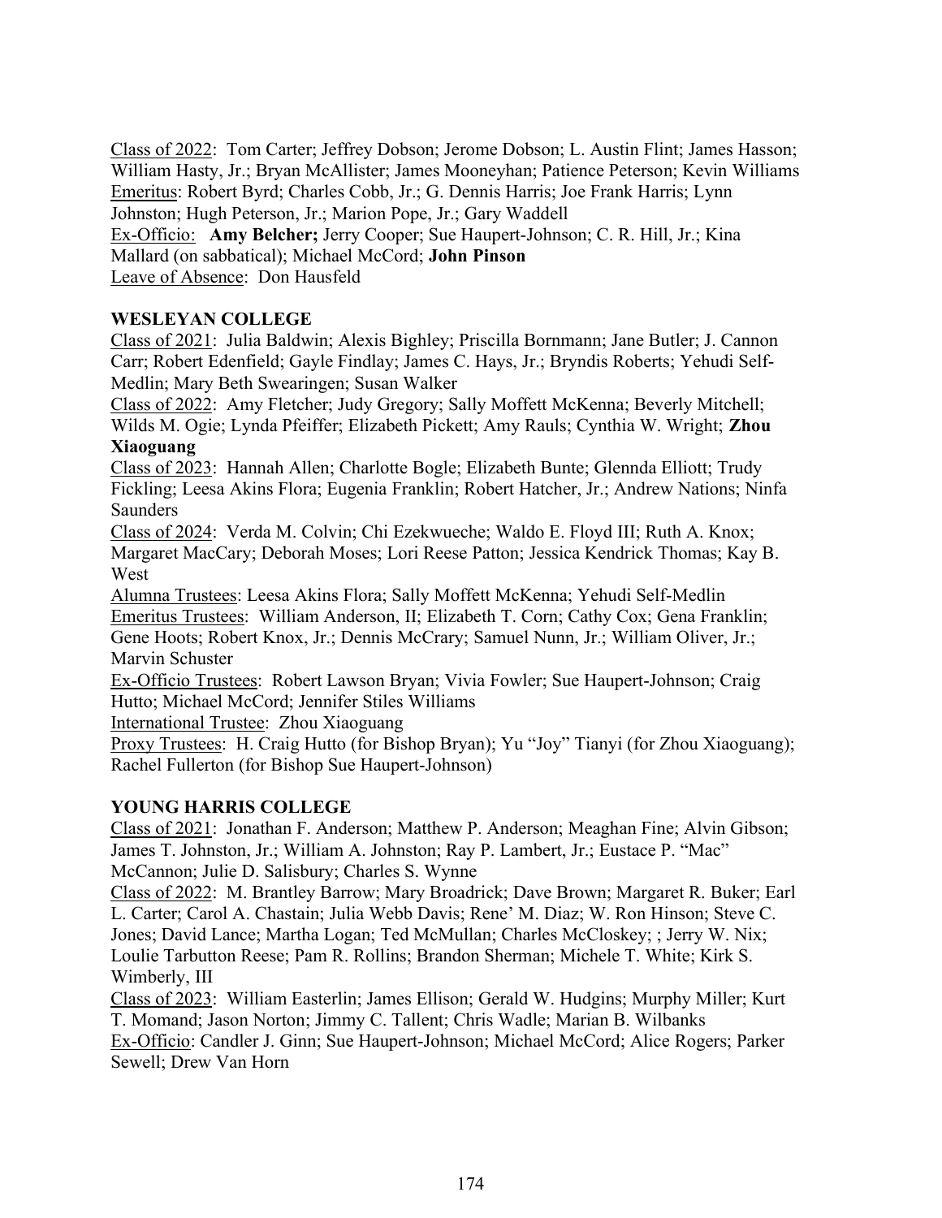Class of 2022: Tom Carter; Jeffrey Dobson; Jerome Dobson; L. Austin Flint; James Hasson; William Hasty, Jr.; Bryan McAllister; James Mooneyhan; Patience Peterson; Kevin Williams
Emeritus: Robert Byrd; Charles Cobb, Jr.; G. Dennis Harris; Joe Frank Harris; Lynn Johnston; Hugh Peterson, Jr.; Marion Pope, Jr.; Gary Waddell
Ex-Officio: **Amy Belcher;** Jerry Cooper; Sue Haupert-Johnson; C. R. Hill, Jr.; Kina Mallard (on sabbatical); Michael McCord; **John Pinson**
Leave of Absence: Don Hausfeld

**WESLEYAN COLLEGE**

Class of 2021: Julia Baldwin; Alexis Bighley; Priscilla Bornmann; Jane Butler; J. Cannon Carr; Robert Edenfield; Gayle Findlay; James C. Hays, Jr.; Bryndis Roberts; Yehudi Self-Medlin; Mary Beth Swearingen; Susan Walker
Class of 2022: Amy Fletcher; Judy Gregory; Sally Moffett McKenna; Beverly Mitchell; Wilds M. Ogie; Lynda Pfeiffer; Elizabeth Pickett; Amy Rauls; Cynthia W. Wright; **Zhou Xiaoguang**
Class of 2023: Hannah Allen; Charlotte Bogle; Elizabeth Bunte; Glennda Elliott; Trudy Fickling; Leesa Akins Flora; Eugenia Franklin; Robert Hatcher, Jr.; Andrew Nations; Ninfa Saunders
Class of 2024: Verda M. Colvin; Chi Ezekwueche; Waldo E. Floyd III; Ruth A. Knox; Margaret MacCary; Deborah Moses; Lori Reese Patton; Jessica Kendrick Thomas; Kay B. West
Alumna Trustees: Leesa Akins Flora; Sally Moffett McKenna; Yehudi Self-Medlin
Emeritus Trustees: William Anderson, II; Elizabeth T. Corn; Cathy Cox; Gena Franklin; Gene Hoots; Robert Knox, Jr.; Dennis McCrary; Samuel Nunn, Jr.; William Oliver, Jr.; Marvin Schuster
Ex-Officio Trustees: Robert Lawson Bryan; Vivia Fowler; Sue Haupert-Johnson; Craig Hutto; Michael McCord; Jennifer Stiles Williams
International Trustee: Zhou Xiaoguang
Proxy Trustees: H. Craig Hutto (for Bishop Bryan); Yu "Joy" Tianyi (for Zhou Xiaoguang); Rachel Fullerton (for Bishop Sue Haupert-Johnson)

**YOUNG HARRIS COLLEGE**

Class of 2021: Jonathan F. Anderson; Matthew P. Anderson; Meaghan Fine; Alvin Gibson; James T. Johnston, Jr.; William A. Johnston; Ray P. Lambert, Jr.; Eustace P. "Mac" McCannon; Julie D. Salisbury; Charles S. Wynne
Class of 2022: M. Brantley Barrow; Mary Broadrick; Dave Brown; Margaret R. Buker; Earl L. Carter; Carol A. Chastain; Julia Webb Davis; Rene' M. Diaz; W. Ron Hinson; Steve C. Jones; David Lance; Martha Logan; Ted McMullan; Charles McCloskey; ; Jerry W. Nix; Loulie Tarbutton Reese; Pam R. Rollins; Brandon Sherman; Michele T. White; Kirk S. Wimberly, III
Class of 2023: William Easterlin; James Ellison; Gerald W. Hudgins; Murphy Miller; Kurt T. Momand; Jason Norton; Jimmy C. Tallent; Chris Wadle; Marian B. Wilbanks
Ex-Officio: Candler J. Ginn; Sue Haupert-Johnson; Michael McCord; Alice Rogers; Parker Sewell; Drew Van Horn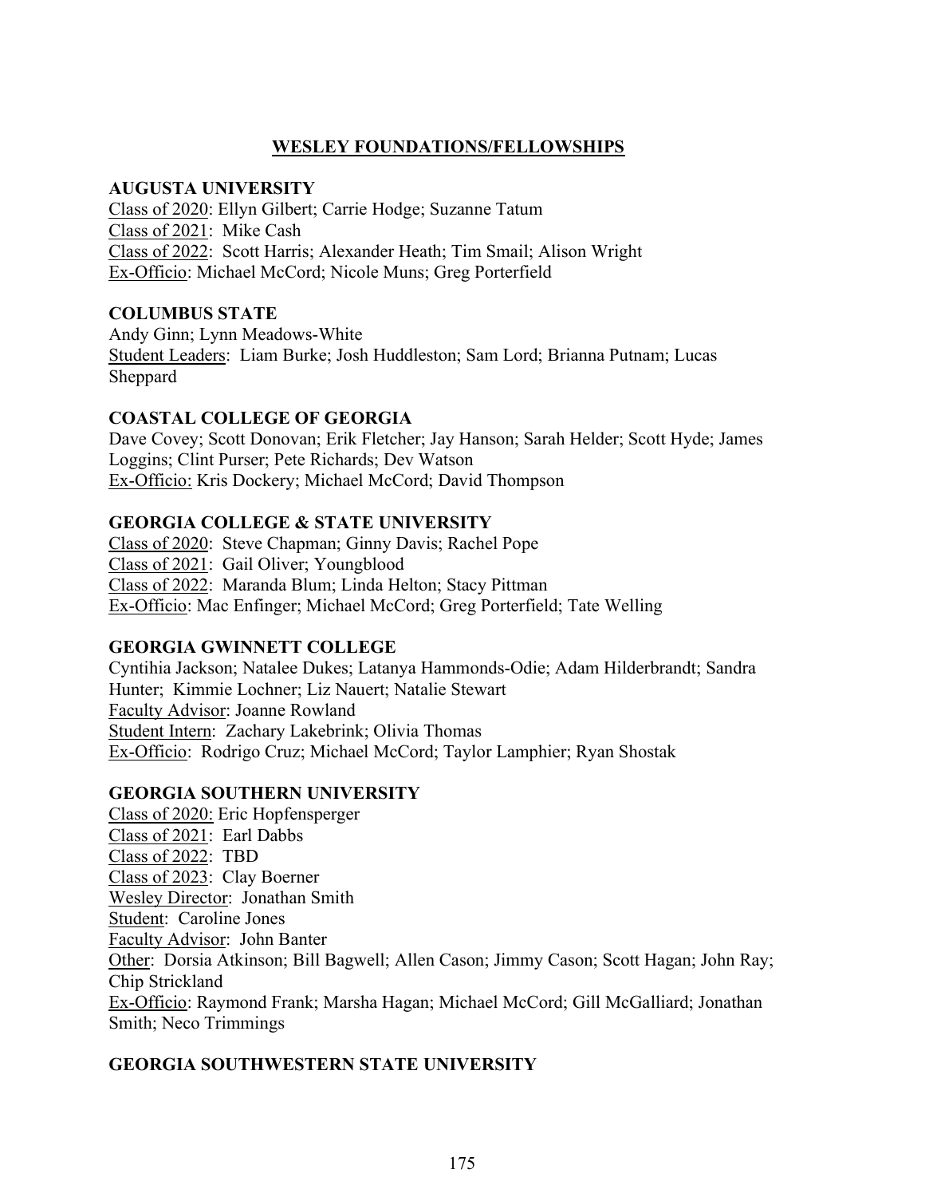## WESLEY FOUNDATIONS/FELLOWSHIPS

### AUGUSTA UNIVERSITY

Class of 2020: Ellyn Gilbert; Carrie Hodge; Suzanne Tatum
Class of 2021: Mike Cash
Class of 2022: Scott Harris; Alexander Heath; Tim Smail; Alison Wright
Ex-Officio: Michael McCord; Nicole Muns; Greg Porterfield

### COLUMBUS STATE

Andy Ginn; Lynn Meadows-White
Student Leaders: Liam Burke; Josh Huddleston; Sam Lord; Brianna Putnam; Lucas Sheppard

### COASTAL COLLEGE OF GEORGIA

Dave Covey; Scott Donovan; Erik Fletcher; Jay Hanson; Sarah Helder; Scott Hyde; James Loggins; Clint Purser; Pete Richards; Dev Watson
Ex-Officio: Kris Dockery; Michael McCord; David Thompson

### GEORGIA COLLEGE & STATE UNIVERSITY

Class of 2020: Steve Chapman; Ginny Davis; Rachel Pope
Class of 2021: Gail Oliver; Youngblood
Class of 2022: Maranda Blum; Linda Helton; Stacy Pittman
Ex-Officio: Mac Enfinger; Michael McCord; Greg Porterfield; Tate Welling

### GEORGIA GWINNETT COLLEGE

Cyntihia Jackson; Natalee Dukes; Latanya Hammonds-Odie; Adam Hilderbrandt; Sandra Hunter; Kimmie Lochner; Liz Nauert; Natalie Stewart
Faculty Advisor: Joanne Rowland
Student Intern: Zachary Lakebrink; Olivia Thomas
Ex-Officio: Rodrigo Cruz; Michael McCord; Taylor Lamphier; Ryan Shostak

### GEORGIA SOUTHERN UNIVERSITY

Class of 2020: Eric Hopfensperger
Class of 2021: Earl Dabbs
Class of 2022: TBD
Class of 2023: Clay Boerner
Wesley Director: Jonathan Smith
Student: Caroline Jones
Faculty Advisor: John Banter
Other: Dorsia Atkinson; Bill Bagwell; Allen Cason; Jimmy Cason; Scott Hagan; John Ray; Chip Strickland
Ex-Officio: Raymond Frank; Marsha Hagan; Michael McCord; Gill McGalliard; Jonathan Smith; Neco Trimmings

### GEORGIA SOUTHWESTERN STATE UNIVERSITY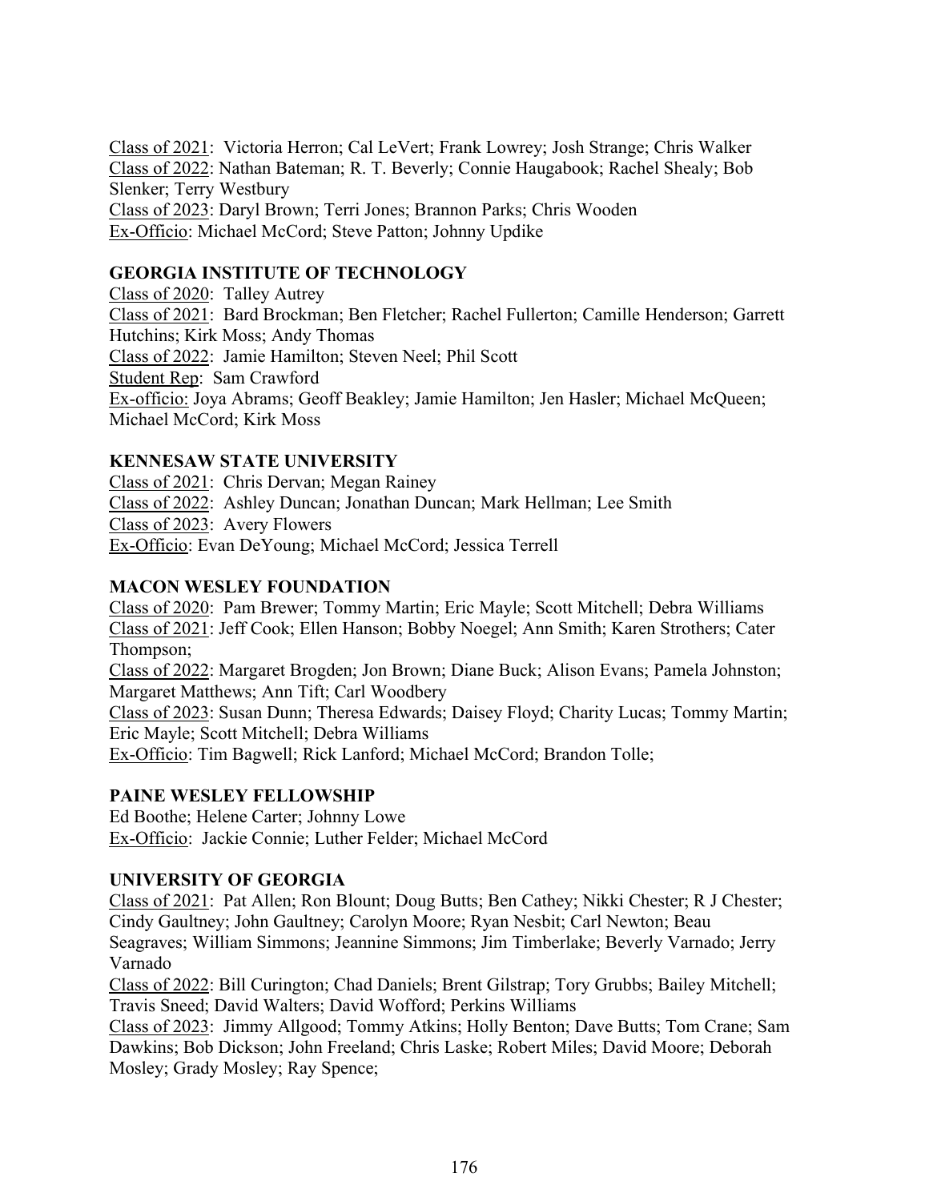Class of 2021: Victoria Herron; Cal LeVert; Frank Lowrey; Josh Strange; Chris Walker
Class of 2022: Nathan Bateman; R. T. Beverly; Connie Haugabook; Rachel Shealy; Bob Slenker; Terry Westbury
Class of 2023: Daryl Brown; Terri Jones; Brannon Parks; Chris Wooden
Ex-Officio: Michael McCord; Steve Patton; Johnny Updike

**GEORGIA INSTITUTE OF TECHNOLOGY**

Class of 2020: Talley Autrey
Class of 2021: Bard Brockman; Ben Fletcher; Rachel Fullerton; Camille Henderson; Garrett Hutchins; Kirk Moss; Andy Thomas
Class of 2022: Jamie Hamilton; Steven Neel; Phil Scott
Student Rep: Sam Crawford
Ex-officio: Joya Abrams; Geoff Beakley; Jamie Hamilton; Jen Hasler; Michael McQueen; Michael McCord; Kirk Moss

**KENNESAW STATE UNIVERSITY**

Class of 2021: Chris Dervan; Megan Rainey
Class of 2022: Ashley Duncan; Jonathan Duncan; Mark Hellman; Lee Smith
Class of 2023: Avery Flowers
Ex-Officio: Evan DeYoung; Michael McCord; Jessica Terrell

**MACON WESLEY FOUNDATION**

Class of 2020: Pam Brewer; Tommy Martin; Eric Mayle; Scott Mitchell; Debra Williams
Class of 2021: Jeff Cook; Ellen Hanson; Bobby Noegel; Ann Smith; Karen Strothers; Cater Thompson;
Class of 2022: Margaret Brogden; Jon Brown; Diane Buck; Alison Evans; Pamela Johnston; Margaret Matthews; Ann Tift; Carl Woodbery
Class of 2023: Susan Dunn; Theresa Edwards; Daisey Floyd; Charity Lucas; Tommy Martin; Eric Mayle; Scott Mitchell; Debra Williams
Ex-Officio: Tim Bagwell; Rick Lanford; Michael McCord; Brandon Tolle;

**PAINE WESLEY FELLOWSHIP**

Ed Boothe; Helene Carter; Johnny Lowe
Ex-Officio: Jackie Connie; Luther Felder; Michael McCord

**UNIVERSITY OF GEORGIA**

Class of 2021: Pat Allen; Ron Blount; Doug Butts; Ben Cathey; Nikki Chester; R J Chester; Cindy Gaultney; John Gaultney; Carolyn Moore; Ryan Nesbit; Carl Newton; Beau Seagraves; William Simmons; Jeannine Simmons; Jim Timberlake; Beverly Varnado; Jerry Varnado
Class of 2022: Bill Curington; Chad Daniels; Brent Gilstrap; Tory Grubbs; Bailey Mitchell; Travis Sneed; David Walters; David Wofford; Perkins Williams
Class of 2023: Jimmy Allgood; Tommy Atkins; Holly Benton; Dave Butts; Tom Crane; Sam Dawkins; Bob Dickson; John Freeland; Chris Laske; Robert Miles; David Moore; Deborah Mosley; Grady Mosley; Ray Spence;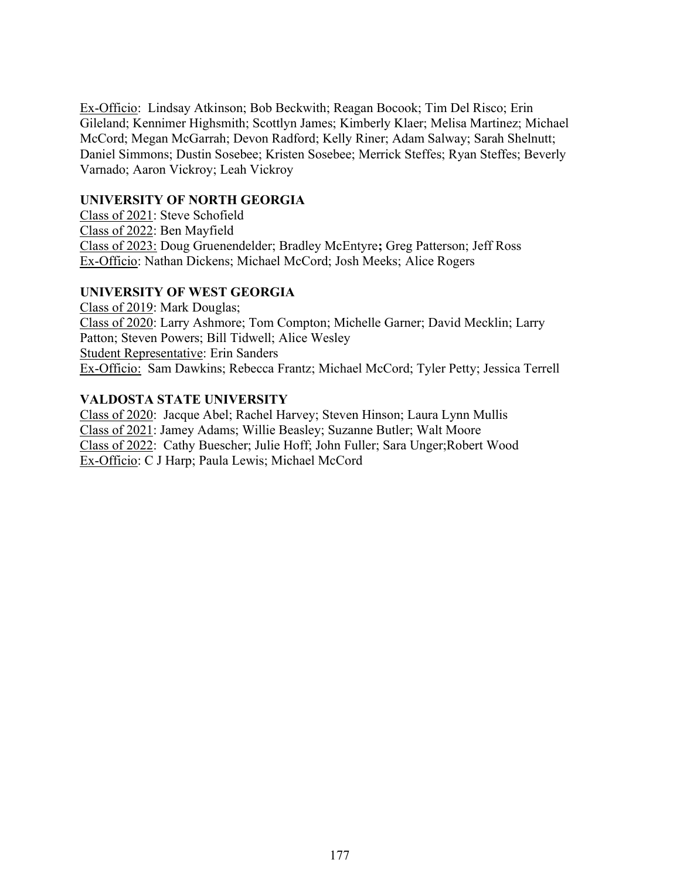Ex-Officio:  Lindsay Atkinson; Bob Beckwith; Reagan Bocook; Tim Del Risco; Erin Gileland; Kennimer Highsmith; Scottlyn James; Kimberly Klaer; Melisa Martinez; Michael McCord; Megan McGarrah; Devon Radford; Kelly Riner; Adam Salway; Sarah Shelnutt; Daniel Simmons; Dustin Sosebee; Kristen Sosebee; Merrick Steffes; Ryan Steffes; Beverly Varnado; Aaron Vickroy; Leah Vickroy

**UNIVERSITY OF NORTH GEORGIA**

Class of 2021: Steve Schofield
Class of 2022: Ben Mayfield
Class of 2023: Doug Gruenendelder; Bradley McEntyre**;** Greg Patterson; Jeff Ross
Ex-Officio: Nathan Dickens; Michael McCord; Josh Meeks; Alice Rogers

**UNIVERSITY OF WEST GEORGIA**

Class of 2019: Mark Douglas;
Class of 2020: Larry Ashmore; Tom Compton; Michelle Garner; David Mecklin; Larry Patton; Steven Powers; Bill Tidwell; Alice Wesley
Student Representative: Erin Sanders
Ex-Officio:  Sam Dawkins; Rebecca Frantz; Michael McCord; Tyler Petty; Jessica Terrell

**VALDOSTA STATE UNIVERSITY**

Class of 2020:  Jacque Abel; Rachel Harvey; Steven Hinson; Laura Lynn Mullis
Class of 2021: Jamey Adams; Willie Beasley; Suzanne Butler; Walt Moore
Class of 2022:  Cathy Buescher; Julie Hoff; John Fuller; Sara Unger;Robert Wood
Ex-Officio: C J Harp; Paula Lewis; Michael McCord